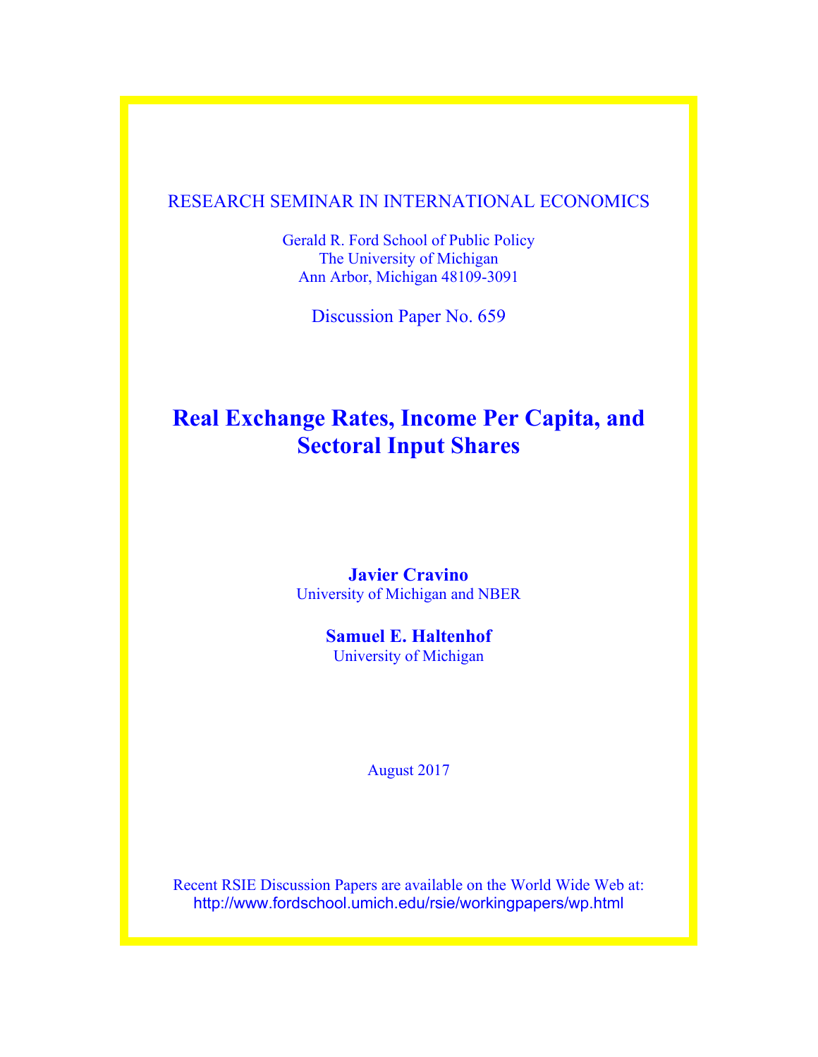RESEARCH SEMINAR IN INTERNATIONAL ECONOMICS

Gerald R. Ford School of Public Policy
The University of Michigan
Ann Arbor, Michigan 48109-3091

Discussion Paper No. 659

# Real Exchange Rates, Income Per Capita, and Sectoral Input Shares

**Javier Cravino**
University of Michigan and NBER

**Samuel E. Haltenhof**
University of Michigan

August 2017

Recent RSIE Discussion Papers are available on the World Wide Web at:
http://www.fordschool.umich.edu/rsie/workingpapers/wp.html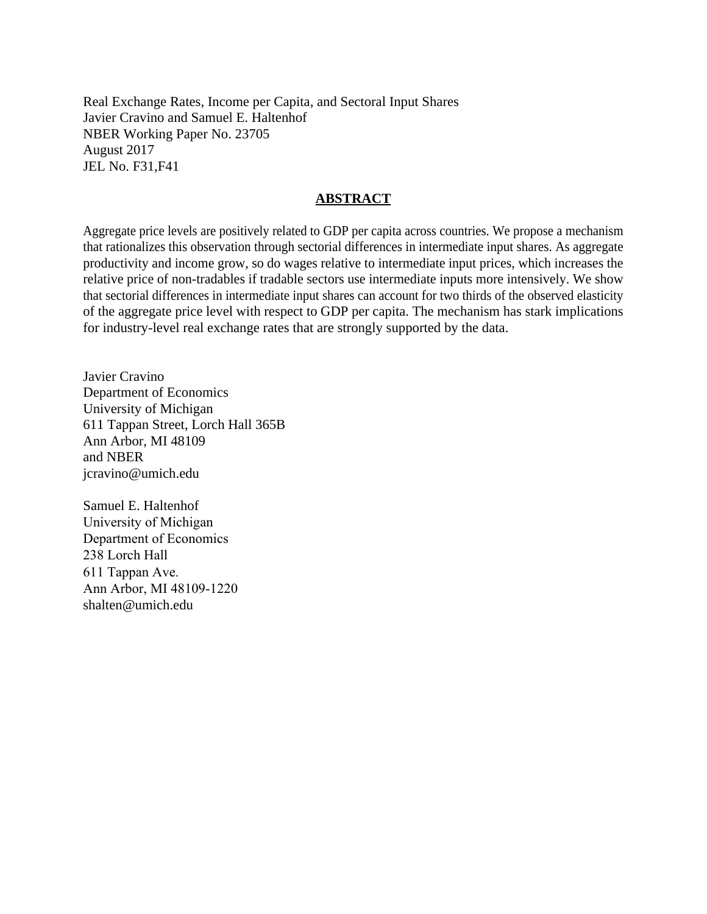Real Exchange Rates, Income per Capita, and Sectoral Input Shares
Javier Cravino and Samuel E. Haltenhof
NBER Working Paper No. 23705
August 2017
JEL No. F31,F41

## ABSTRACT

Aggregate price levels are positively related to GDP per capita across countries. We propose a mechanism that rationalizes this observation through sectorial differences in intermediate input shares. As aggregate productivity and income grow, so do wages relative to intermediate input prices, which increases the relative price of non-tradables if tradable sectors use intermediate inputs more intensively. We show that sectorial differences in intermediate input shares can account for two thirds of the observed elasticity of the aggregate price level with respect to GDP per capita. The mechanism has stark implications for industry-level real exchange rates that are strongly supported by the data.

Javier Cravino
Department of Economics
University of Michigan
611 Tappan Street, Lorch Hall 365B
Ann Arbor, MI 48109
and NBER
jcravino@umich.edu

Samuel E. Haltenhof
University of Michigan
Department of Economics
238 Lorch Hall
611 Tappan Ave.
Ann Arbor, MI 48109-1220
shalten@umich.edu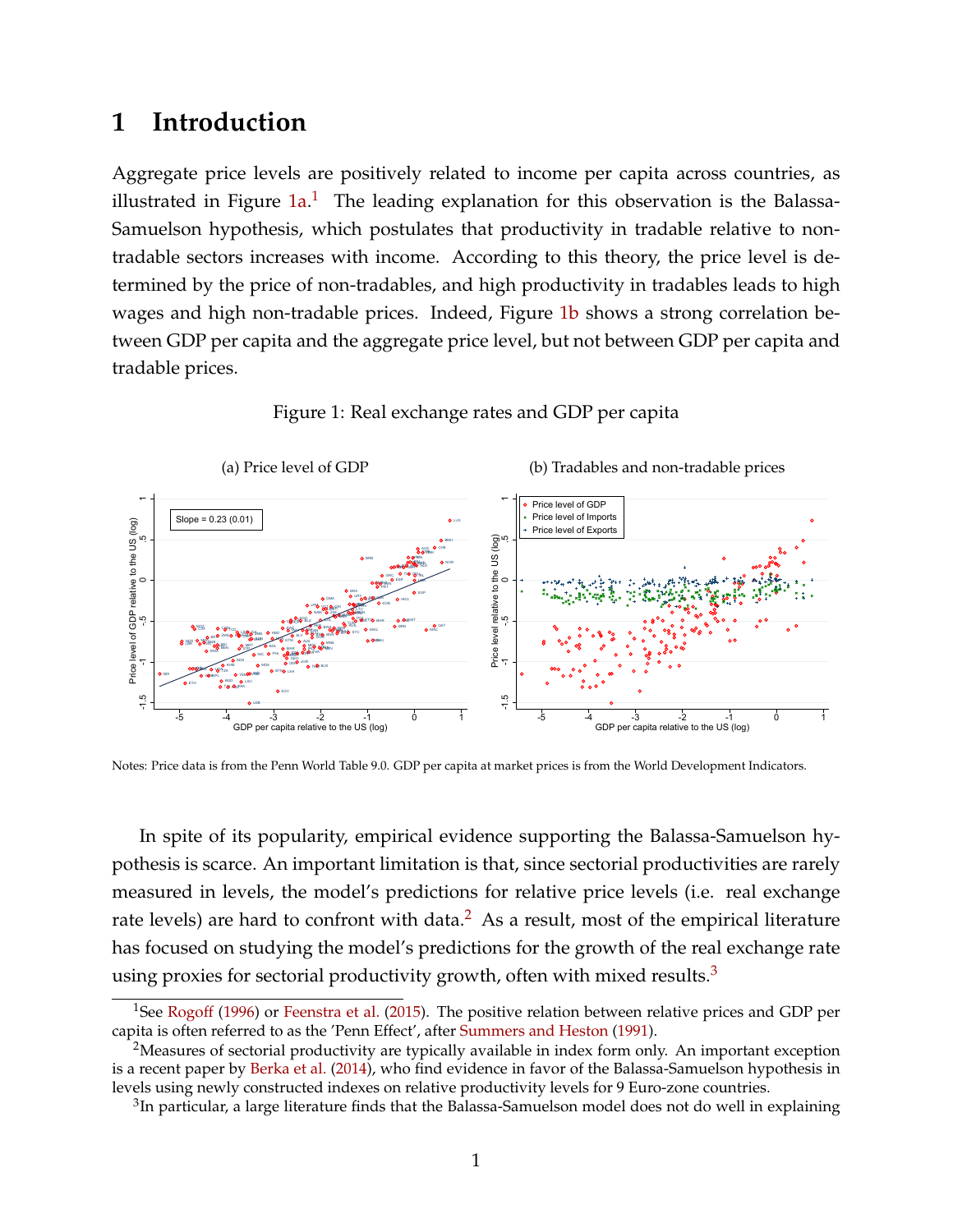# 1 Introduction

Aggregate price levels are positively related to income per capita across countries, as illustrated in Figure 1a.[1] The leading explanation for this observation is the Balassa-Samuelson hypothesis, which postulates that productivity in tradable relative to non-tradable sectors increases with income. According to this theory, the price level is determined by the price of non-tradables, and high productivity in tradables leads to high wages and high non-tradable prices. Indeed, Figure 1b shows a strong correlation between GDP per capita and the aggregate price level, but not between GDP per capita and tradable prices.

Figure 1: Real exchange rates and GDP per capita

(a) Price level of GDP

(b) Tradables and non-tradable prices

Notes: Price data is from the Penn World Table 9.0. GDP per capita at market prices is from the World Development Indicators.

In spite of its popularity, empirical evidence supporting the Balassa-Samuelson hypothesis is scarce. An important limitation is that, since sectorial productivities are rarely measured in levels, the model's predictions for relative price levels (i.e. real exchange rate levels) are hard to confront with data.[2] As a result, most of the empirical literature has focused on studying the model's predictions for the growth of the real exchange rate using proxies for sectorial productivity growth, often with mixed results.[3]

[1] See Rogoff (1996) or Feenstra et al. (2015). The positive relation between relative prices and GDP per capita is often referred to as the 'Penn Effect', after Summers and Heston (1991).

[2] Measures of sectorial productivity are typically available in index form only. An important exception is a recent paper by Berka et al. (2014), who find evidence in favor of the Balassa-Samuelson hypothesis in levels using newly constructed indexes on relative productivity levels for 9 Euro-zone countries.

[3] In particular, a large literature finds that the Balassa-Samuelson model does not do well in explaining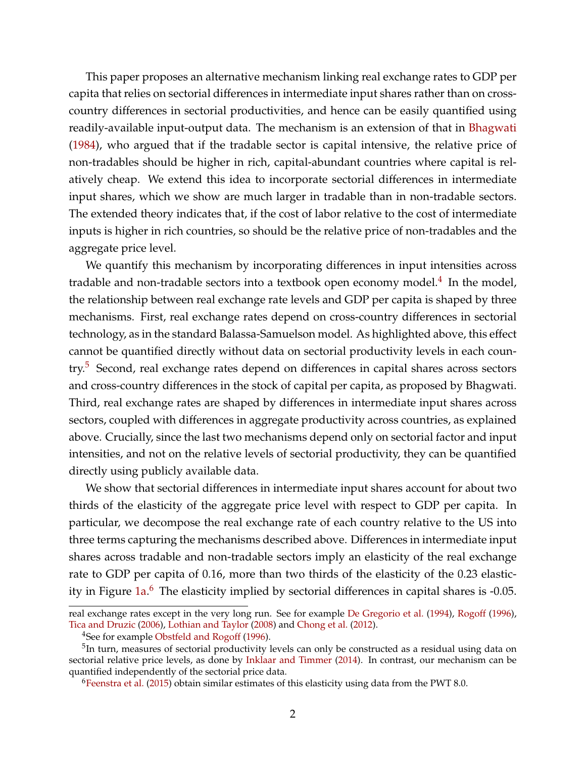This paper proposes an alternative mechanism linking real exchange rates to GDP per capita that relies on sectorial differences in intermediate input shares rather than on cross-country differences in sectorial productivities, and hence can be easily quantified using readily-available input-output data. The mechanism is an extension of that in Bhagwati (1984), who argued that if the tradable sector is capital intensive, the relative price of non-tradables should be higher in rich, capital-abundant countries where capital is relatively cheap. We extend this idea to incorporate sectorial differences in intermediate input shares, which we show are much larger in tradable than in non-tradable sectors. The extended theory indicates that, if the cost of labor relative to the cost of intermediate inputs is higher in rich countries, so should be the relative price of non-tradables and the aggregate price level.

We quantify this mechanism by incorporating differences in input intensities across tradable and non-tradable sectors into a textbook open economy model.[4] In the model, the relationship between real exchange rate levels and GDP per capita is shaped by three mechanisms. First, real exchange rates depend on cross-country differences in sectorial technology, as in the standard Balassa-Samuelson model. As highlighted above, this effect cannot be quantified directly without data on sectorial productivity levels in each country.[5] Second, real exchange rates depend on differences in capital shares across sectors and cross-country differences in the stock of capital per capita, as proposed by Bhagwati. Third, real exchange rates are shaped by differences in intermediate input shares across sectors, coupled with differences in aggregate productivity across countries, as explained above. Crucially, since the last two mechanisms depend only on sectorial factor and input intensities, and not on the relative levels of sectorial productivity, they can be quantified directly using publicly available data.

We show that sectorial differences in intermediate input shares account for about two thirds of the elasticity of the aggregate price level with respect to GDP per capita. In particular, we decompose the real exchange rate of each country relative to the US into three terms capturing the mechanisms described above. Differences in intermediate input shares across tradable and non-tradable sectors imply an elasticity of the real exchange rate to GDP per capita of 0.16, more than two thirds of the elasticity of the 0.23 elasticity in Figure 1a.[6] The elasticity implied by sectorial differences in capital shares is -0.05.

---

real exchange rates except in the very long run. See for example De Gregorio et al. (1994), Rogoff (1996), Tica and Druzic (2006), Lothian and Taylor (2008) and Chong et al. (2012).

[4] See for example Obstfeld and Rogoff (1996).

[5] In turn, measures of sectorial productivity levels can only be constructed as a residual using data on sectorial relative price levels, as done by Inklaar and Timmer (2014). In contrast, our mechanism can be quantified independently of the sectorial price data.

[6] Feenstra et al. (2015) obtain similar estimates of this elasticity using data from the PWT 8.0.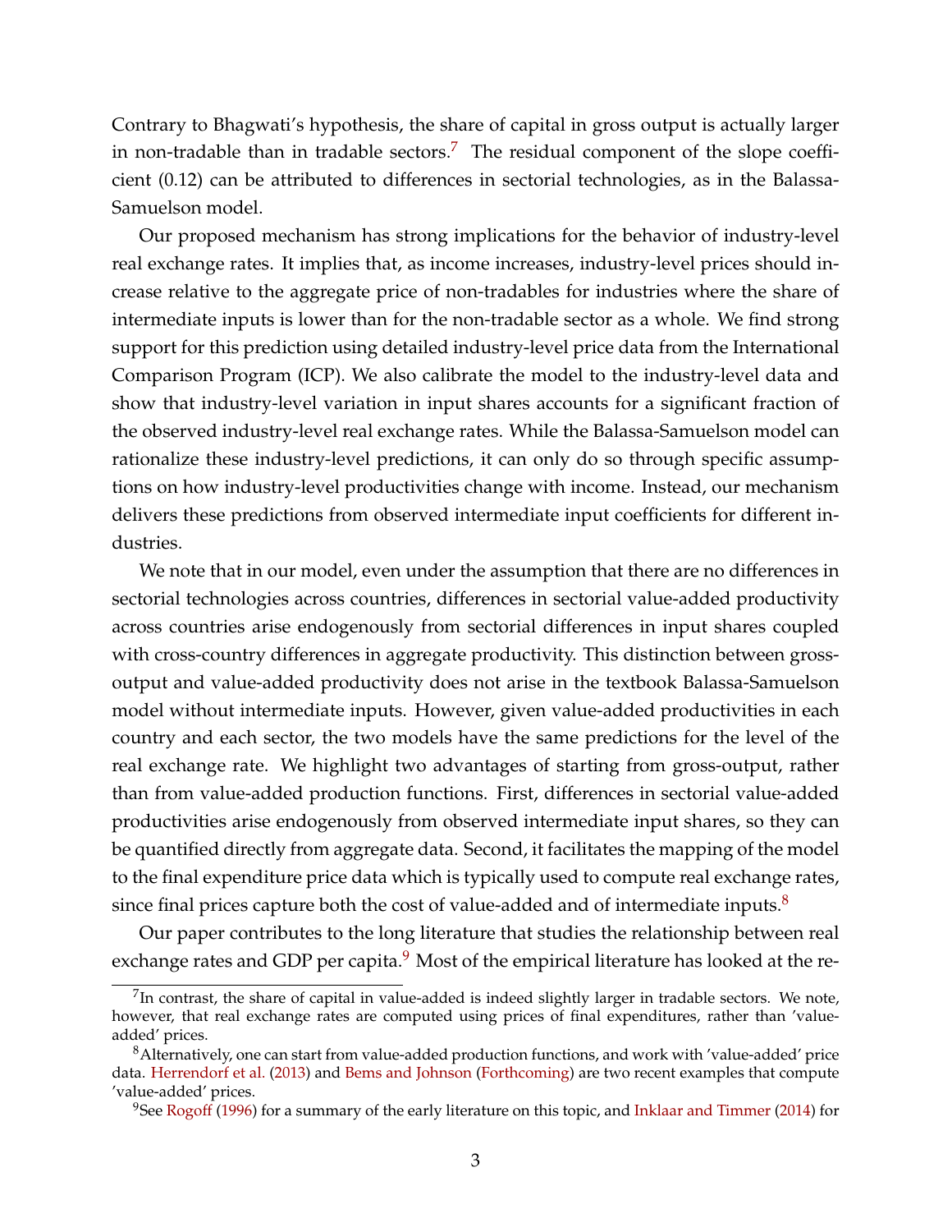Contrary to Bhagwati's hypothesis, the share of capital in gross output is actually larger in non-tradable than in tradable sectors.[7] The residual component of the slope coefficient (0.12) can be attributed to differences in sectorial technologies, as in the Balassa-Samuelson model.

Our proposed mechanism has strong implications for the behavior of industry-level real exchange rates. It implies that, as income increases, industry-level prices should increase relative to the aggregate price of non-tradables for industries where the share of intermediate inputs is lower than for the non-tradable sector as a whole. We find strong support for this prediction using detailed industry-level price data from the International Comparison Program (ICP). We also calibrate the model to the industry-level data and show that industry-level variation in input shares accounts for a significant fraction of the observed industry-level real exchange rates. While the Balassa-Samuelson model can rationalize these industry-level predictions, it can only do so through specific assumptions on how industry-level productivities change with income. Instead, our mechanism delivers these predictions from observed intermediate input coefficients for different industries.

We note that in our model, even under the assumption that there are no differences in sectorial technologies across countries, differences in sectorial value-added productivity across countries arise endogenously from sectorial differences in input shares coupled with cross-country differences in aggregate productivity. This distinction between gross-output and value-added productivity does not arise in the textbook Balassa-Samuelson model without intermediate inputs. However, given value-added productivities in each country and each sector, the two models have the same predictions for the level of the real exchange rate. We highlight two advantages of starting from gross-output, rather than from value-added production functions. First, differences in sectorial value-added productivities arise endogenously from observed intermediate input shares, so they can be quantified directly from aggregate data. Second, it facilitates the mapping of the model to the final expenditure price data which is typically used to compute real exchange rates, since final prices capture both the cost of value-added and of intermediate inputs.[8]

Our paper contributes to the long literature that studies the relationship between real exchange rates and GDP per capita.[9] Most of the empirical literature has looked at the re-

[7] In contrast, the share of capital in value-added is indeed slightly larger in tradable sectors. We note, however, that real exchange rates are computed using prices of final expenditures, rather than 'value-added' prices.

[8] Alternatively, one can start from value-added production functions, and work with 'value-added' price data. Herrendorf et al. (2013) and Bems and Johnson (Forthcoming) are two recent examples that compute 'value-added' prices.

[9] See Rogoff (1996) for a summary of the early literature on this topic, and Inklaar and Timmer (2014) for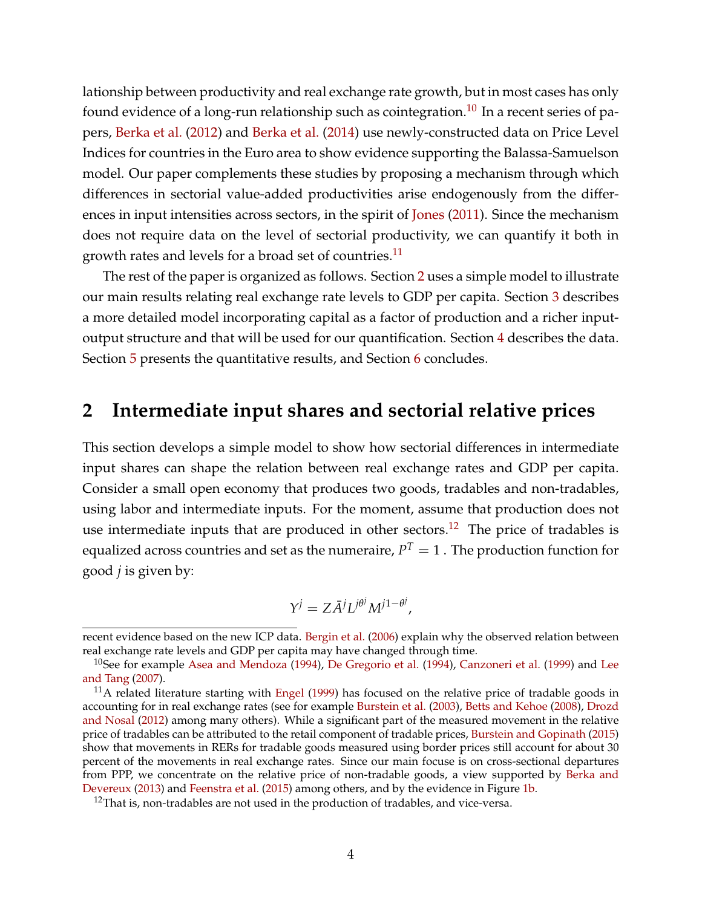lationship between productivity and real exchange rate growth, but in most cases has only found evidence of a long-run relationship such as cointegration.[10] In a recent series of papers, Berka et al. (2012) and Berka et al. (2014) use newly-constructed data on Price Level Indices for countries in the Euro area to show evidence supporting the Balassa-Samuelson model. Our paper complements these studies by proposing a mechanism through which differences in sectorial value-added productivities arise endogenously from the differences in input intensities across sectors, in the spirit of Jones (2011). Since the mechanism does not require data on the level of sectorial productivity, we can quantify it both in growth rates and levels for a broad set of countries.[11]

The rest of the paper is organized as follows. Section 2 uses a simple model to illustrate our main results relating real exchange rate levels to GDP per capita. Section 3 describes a more detailed model incorporating capital as a factor of production and a richer input-output structure and that will be used for our quantification. Section 4 describes the data. Section 5 presents the quantitative results, and Section 6 concludes.

## 2 Intermediate input shares and sectorial relative prices

This section develops a simple model to show how sectorial differences in intermediate input shares can shape the relation between real exchange rates and GDP per capita. Consider a small open economy that produces two goods, tradables and non-tradables, using labor and intermediate inputs. For the moment, assume that production does not use intermediate inputs that are produced in other sectors.[12] The price of tradables is equalized across countries and set as the numeraire, $P^T = 1$ . The production function for good $j$ is given by:

$$Y^j = Z\bar{A}^j L^{j\theta^j} M^{j1-\theta^j},$$

recent evidence based on the new ICP data. Bergin et al. (2006) explain why the observed relation between real exchange rate levels and GDP per capita may have changed through time.

[10] See for example Asea and Mendoza (1994), De Gregorio et al. (1994), Canzoneri et al. (1999) and Lee and Tang (2007).

[11] A related literature starting with Engel (1999) has focused on the relative price of tradable goods in accounting for in real exchange rates (see for example Burstein et al. (2003), Betts and Kehoe (2008), Drozd and Nosal (2012) among many others). While a significant part of the measured movement in the relative price of tradables can be attributed to the retail component of tradable prices, Burstein and Gopinath (2015) show that movements in RERs for tradable goods measured using border prices still account for about 30 percent of the movements in real exchange rates. Since our main focuse is on cross-sectional departures from PPP, we concentrate on the relative price of non-tradable goods, a view supported by Berka and Devereux (2013) and Feenstra et al. (2015) among others, and by the evidence in Figure 1b.

[12] That is, non-tradables are not used in the production of tradables, and vice-versa.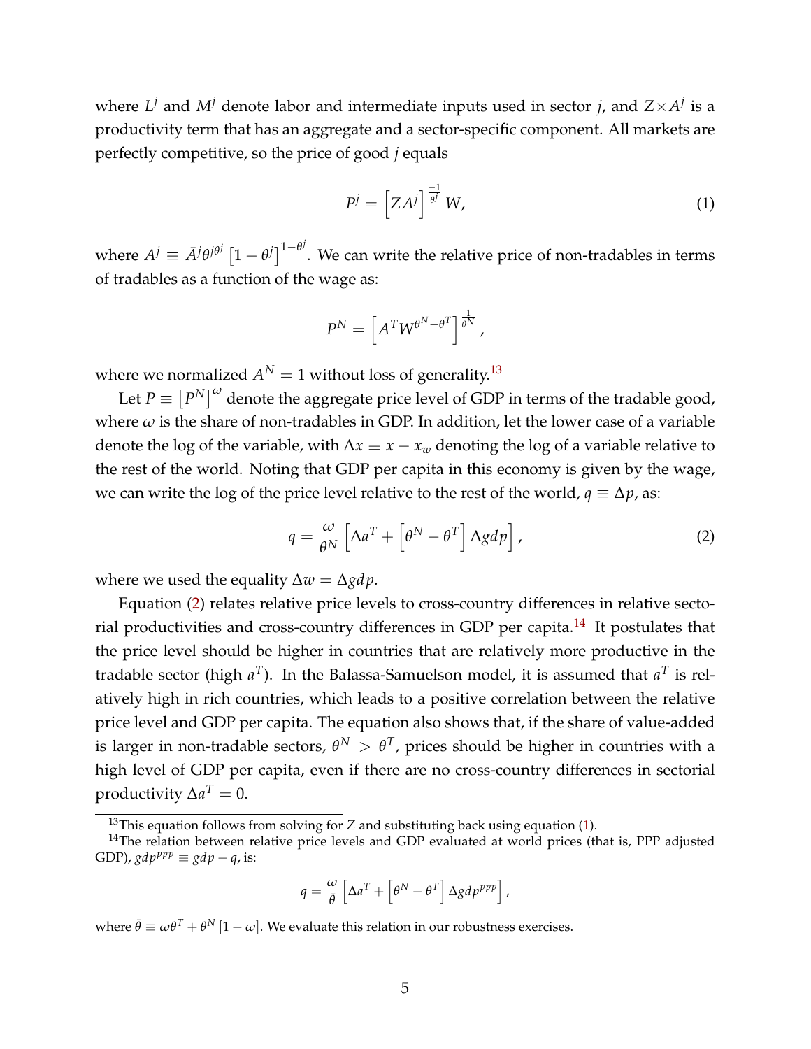where $L^j$ and $M^j$ denote labor and intermediate inputs used in sector $j$, and $Z \times A^j$ is a productivity term that has an aggregate and a sector-specific component. All markets are perfectly competitive, so the price of good $j$ equals

$$P^j = \left[ZA^j\right]^{\frac{-1}{\theta^j}} W, \tag{1}$$

where $A^j \equiv \bar{A}^j \theta^{j\theta^j} \left[1 - \theta^j\right]^{1-\theta^j}$. We can write the relative price of non-tradables in terms of tradables as a function of the wage as:

$$P^N = \left[A^T W^{\theta^N - \theta^T}\right]^{\frac{1}{\theta^N}},$$

where we normalized $A^N = 1$ without loss of generality.[13]

Let $P \equiv \left[P^N\right]^{\omega}$ denote the aggregate price level of GDP in terms of the tradable good, where $\omega$ is the share of non-tradables in GDP. In addition, let the lower case of a variable denote the log of the variable, with $\Delta x \equiv x - x_w$ denoting the log of a variable relative to the rest of the world. Noting that GDP per capita in this economy is given by the wage, we can write the log of the price level relative to the rest of the world, $q \equiv \Delta p$, as:

$$q = \frac{\omega}{\theta^N} \left[\Delta a^T + \left[\theta^N - \theta^T\right] \Delta gdp\right], \tag{2}$$

where we used the equality $\Delta w = \Delta gdp$.

Equation (2) relates relative price levels to cross-country differences in relative sectorial productivities and cross-country differences in GDP per capita.[14] It postulates that the price level should be higher in countries that are relatively more productive in the tradable sector (high $a^T$). In the Balassa-Samuelson model, it is assumed that $a^T$ is relatively high in rich countries, which leads to a positive correlation between the relative price level and GDP per capita. The equation also shows that, if the share of value-added is larger in non-tradable sectors, $\theta^N > \theta^T$, prices should be higher in countries with a high level of GDP per capita, even if there are no cross-country differences in sectorial productivity $\Delta a^T = 0$.

[13] This equation follows from solving for $Z$ and substituting back using equation (1).

[14] The relation between relative price levels and GDP evaluated at world prices (that is, PPP adjusted GDP), $gdp^{ppp} \equiv gdp - q$, is:

$$q = \frac{\omega}{\bar{\theta}} \left[\Delta a^T + \left[\theta^N - \theta^T\right] \Delta gdp^{ppp}\right],$$

where $\bar{\theta} \equiv \omega \theta^T + \theta^N [1 - \omega]$. We evaluate this relation in our robustness exercises.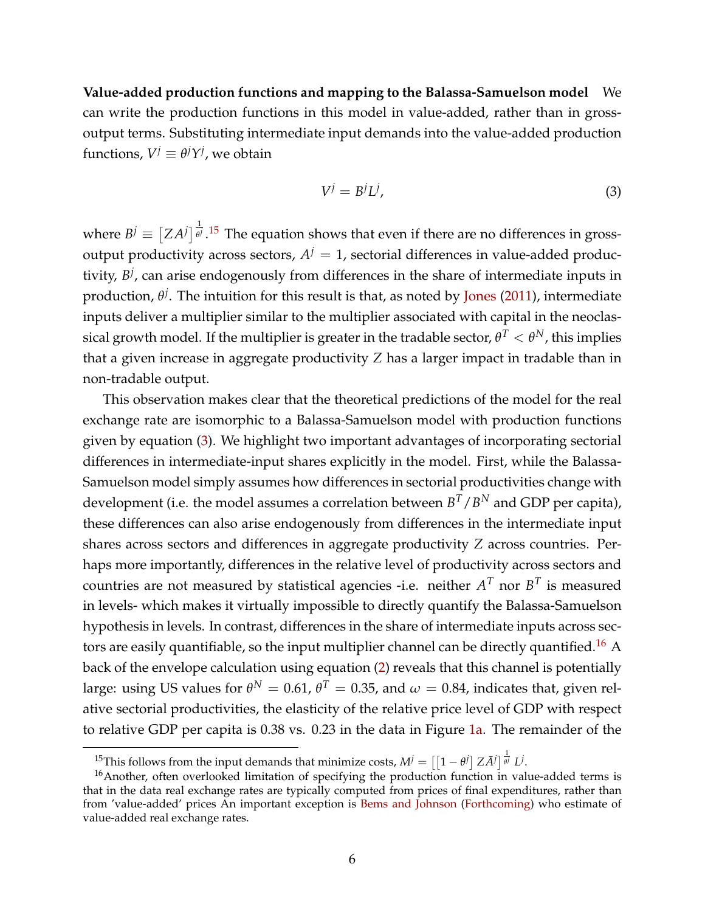**Value-added production functions and mapping to the Balassa-Samuelson model** We can write the production functions in this model in value-added, rather than in gross-output terms. Substituting intermediate input demands into the value-added production functions, $V^j \equiv \theta^j Y^j$, we obtain

$$V^j = B^j L^j, \tag{3}$$

where $B^j \equiv \left[ZA^j\right]^{\frac{1}{\theta^j}}$.[15] The equation shows that even if there are no differences in gross-output productivity across sectors, $A^j = 1$, sectorial differences in value-added productivity, $B^j$, can arise endogenously from differences in the share of intermediate inputs in production, $\theta^j$. The intuition for this result is that, as noted by Jones (2011), intermediate inputs deliver a multiplier similar to the multiplier associated with capital in the neoclassical growth model. If the multiplier is greater in the tradable sector, $\theta^T < \theta^N$, this implies that a given increase in aggregate productivity $Z$ has a larger impact in tradable than in non-tradable output.

This observation makes clear that the theoretical predictions of the model for the real exchange rate are isomorphic to a Balassa-Samuelson model with production functions given by equation (3). We highlight two important advantages of incorporating sectorial differences in intermediate-input shares explicitly in the model. First, while the Balassa-Samuelson model simply assumes how differences in sectorial productivities change with development (i.e. the model assumes a correlation between $B^T/B^N$ and GDP per capita), these differences can also arise endogenously from differences in the intermediate input shares across sectors and differences in aggregate productivity $Z$ across countries. Perhaps more importantly, differences in the relative level of productivity across sectors and countries are not measured by statistical agencies -i.e. neither $A^T$ nor $B^T$ is measured in levels- which makes it virtually impossible to directly quantify the Balassa-Samuelson hypothesis in levels. In contrast, differences in the share of intermediate inputs across sectors are easily quantifiable, so the input multiplier channel can be directly quantified.[16] A back of the envelope calculation using equation (2) reveals that this channel is potentially large: using US values for $\theta^N = 0.61$, $\theta^T = 0.35$, and $\omega = 0.84$, indicates that, given relative sectorial productivities, the elasticity of the relative price level of GDP with respect to relative GDP per capita is 0.38 vs. 0.23 in the data in Figure 1a. The remainder of the

[15] This follows from the input demands that minimize costs, $M^j = \left[\left[1-\theta^j\right] Z\bar{A}^j\right]^{\frac{1}{\theta^j}} L^j$.

[16] Another, often overlooked limitation of specifying the production function in value-added terms is that in the data real exchange rates are typically computed from prices of final expenditures, rather than from 'value-added' prices An important exception is Bems and Johnson (Forthcoming) who estimate of value-added real exchange rates.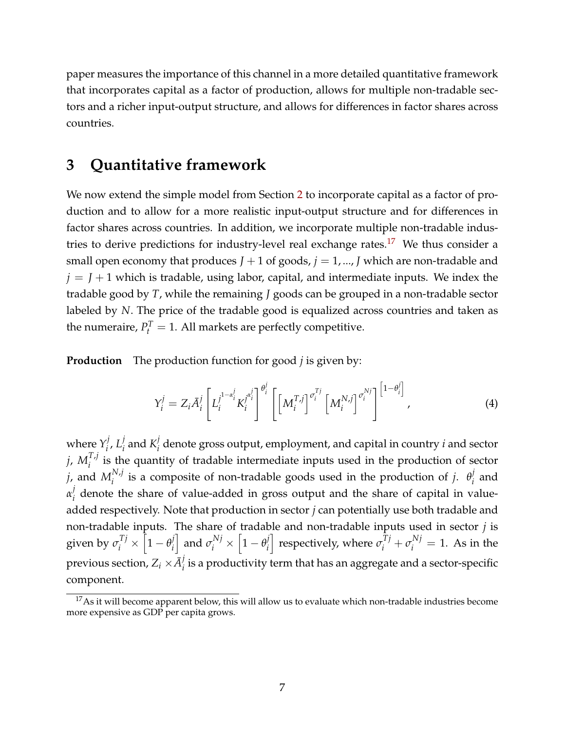paper measures the importance of this channel in a more detailed quantitative framework that incorporates capital as a factor of production, allows for multiple non-tradable sectors and a richer input-output structure, and allows for differences in factor shares across countries.

## 3 Quantitative framework

We now extend the simple model from Section 2 to incorporate capital as a factor of production and to allow for a more realistic input-output structure and for differences in factor shares across countries. In addition, we incorporate multiple non-tradable industries to derive predictions for industry-level real exchange rates.[17] We thus consider a small open economy that produces $J+1$ of goods, $j = 1, ..., J$ which are non-tradable and $j = J+1$ which is tradable, using labor, capital, and intermediate inputs. We index the tradable good by $T$, while the remaining $J$ goods can be grouped in a non-tradable sector labeled by $N$. The price of the tradable good is equalized across countries and taken as the numeraire, $P_t^T = 1$. All markets are perfectly competitive.

**Production** The production function for good $j$ is given by:

$$Y_i^j = Z_i \bar{A}_i^j \left[ L_i^{j^{1-\alpha_i^j}} K_i^{j^{\alpha_i^j}} \right]^{\theta_i^j} \left[ \left[ M_i^{T,j} \right]^{\sigma_i^{Tj}} \left[ M_i^{N,j} \right]^{\sigma_i^{Nj}} \right]^{\left[1-\theta_i^j\right]}, \tag{4}$$

where $Y_i^j$, $L_i^j$ and $K_i^j$ denote gross output, employment, and capital in country $i$ and sector $j$, $M_i^{T,j}$ is the quantity of tradable intermediate inputs used in the production of sector $j$, and $M_i^{N,j}$ is a composite of non-tradable goods used in the production of $j$. $\theta_i^j$ and $\alpha_i^j$ denote the share of value-added in gross output and the share of capital in value-added respectively. Note that production in sector $j$ can potentially use both tradable and non-tradable inputs. The share of tradable and non-tradable inputs used in sector $j$ is given by $\sigma_i^{Tj} \times \left[1-\theta_i^j\right]$ and $\sigma_i^{Nj} \times \left[1-\theta_i^j\right]$ respectively, where $\sigma_i^{Tj} + \sigma_i^{Nj} = 1$. As in the previous section, $Z_i \times \bar{A}_i^j$ is a productivity term that has an aggregate and a sector-specific component.

[17] As it will become apparent below, this will allow us to evaluate which non-tradable industries become more expensive as GDP per capita grows.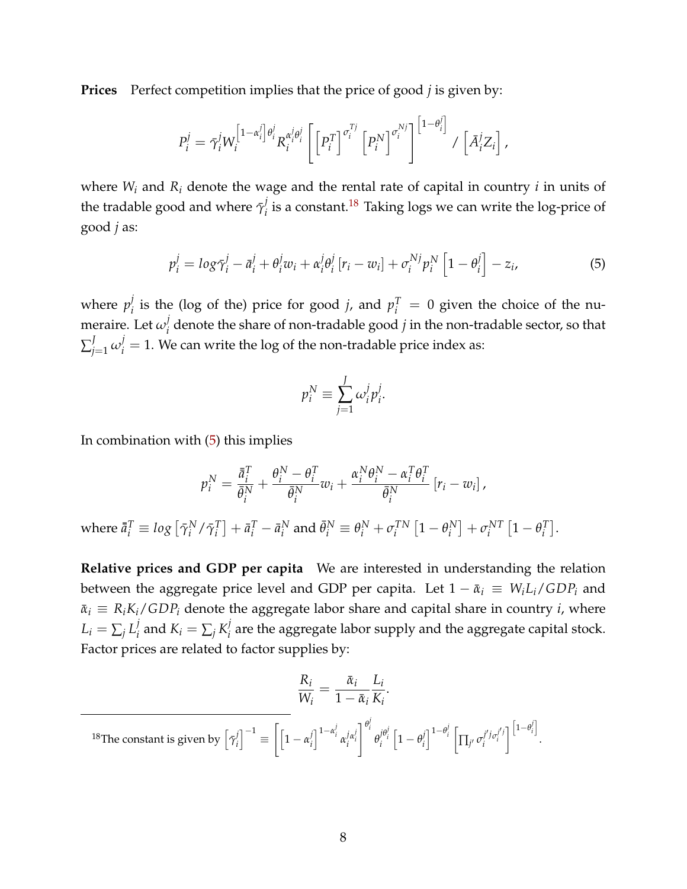**Prices** Perfect competition implies that the price of good $j$ is given by:

$$P_i^j = \bar{\gamma}_i^j W_i^{\left[1-\alpha_i^j\right]\theta_i^j} R_i^{\alpha_i^j \theta_i^j} \left[ \left[P_i^T\right]^{\sigma_i^{Tj}} \left[P_i^N\right]^{\sigma_i^{Nj}} \right]^{\left[1-\theta_i^j\right]} / \left[\bar{A}_i^j Z_i\right],$$

where $W_i$ and $R_i$ denote the wage and the rental rate of capital in country $i$ in units of the tradable good and where $\bar{\gamma}_i^j$ is a constant.[18] Taking logs we can write the log-price of good $j$ as:

$$p_i^j = log\bar{\gamma}_i^j - \bar{a}_i^j + \theta_i^j w_i + \alpha_i^j \theta_i^j \left[r_i - w_i\right] + \sigma_i^{Nj} p_i^N \left[1 - \theta_i^j\right] - z_i, \tag{5}$$

where $p_i^j$ is the (log of the) price for good $j$, and $p_i^T = 0$ given the choice of the numeraire. Let $\omega_i^j$ denote the share of non-tradable good $j$ in the non-tradable sector, so that $\sum_{j=1}^J \omega_i^j = 1$. We can write the log of the non-tradable price index as:

$$p_i^N \equiv \sum_{j=1}^J \omega_i^j p_i^j.$$

In combination with (5) this implies

$$p_i^N = \frac{\bar{\bar{a}}_i^T}{\bar{\theta}_i^N} + \frac{\theta_i^N - \theta_i^T}{\bar{\theta}_i^N} w_i + \frac{\alpha_i^N \theta_i^N - \alpha_i^T \theta_i^T}{\bar{\theta}_i^N} \left[r_i - w_i\right],$$

where $\bar{\bar{a}}_i^T \equiv log\left[\bar{\gamma}_i^N / \bar{\gamma}_i^T\right] + \bar{a}_i^T - \bar{a}_i^N$ and $\bar{\theta}_i^N \equiv \theta_i^N + \sigma_i^{TN}\left[1 - \theta_i^N\right] + \sigma_i^{NT}\left[1 - \theta_i^T\right]$.

**Relative prices and GDP per capita** We are interested in understanding the relation between the aggregate price level and GDP per capita. Let $1 - \bar{\alpha}_i \equiv W_i L_i / GDP_i$ and $\bar{\alpha}_i \equiv R_i K_i / GDP_i$ denote the aggregate labor share and capital share in country $i$, where $L_i = \sum_j L_i^j$ and $K_i = \sum_j K_i^j$ are the aggregate labor supply and the aggregate capital stock. Factor prices are related to factor supplies by:

$$\frac{R_i}{W_i} = \frac{\bar{\alpha}_i}{1 - \bar{\alpha}_i} \frac{L_i}{K_i}.$$

[18] The constant is given by $\left[\bar{\gamma}_i^j\right]^{-1} \equiv \left[\left[1-\alpha_i^j\right]^{1-\alpha_i^j} \alpha_i^{j\alpha_i^j}\right]^{\theta_i^j} \theta_i^{j\theta_i^j} \left[1-\theta_i^j\right]^{1-\theta_i^j} \left[\prod_{j'} \sigma_i^{j'j\sigma_i^{j'j}}\right]^{\left[1-\theta_i^j\right]}$.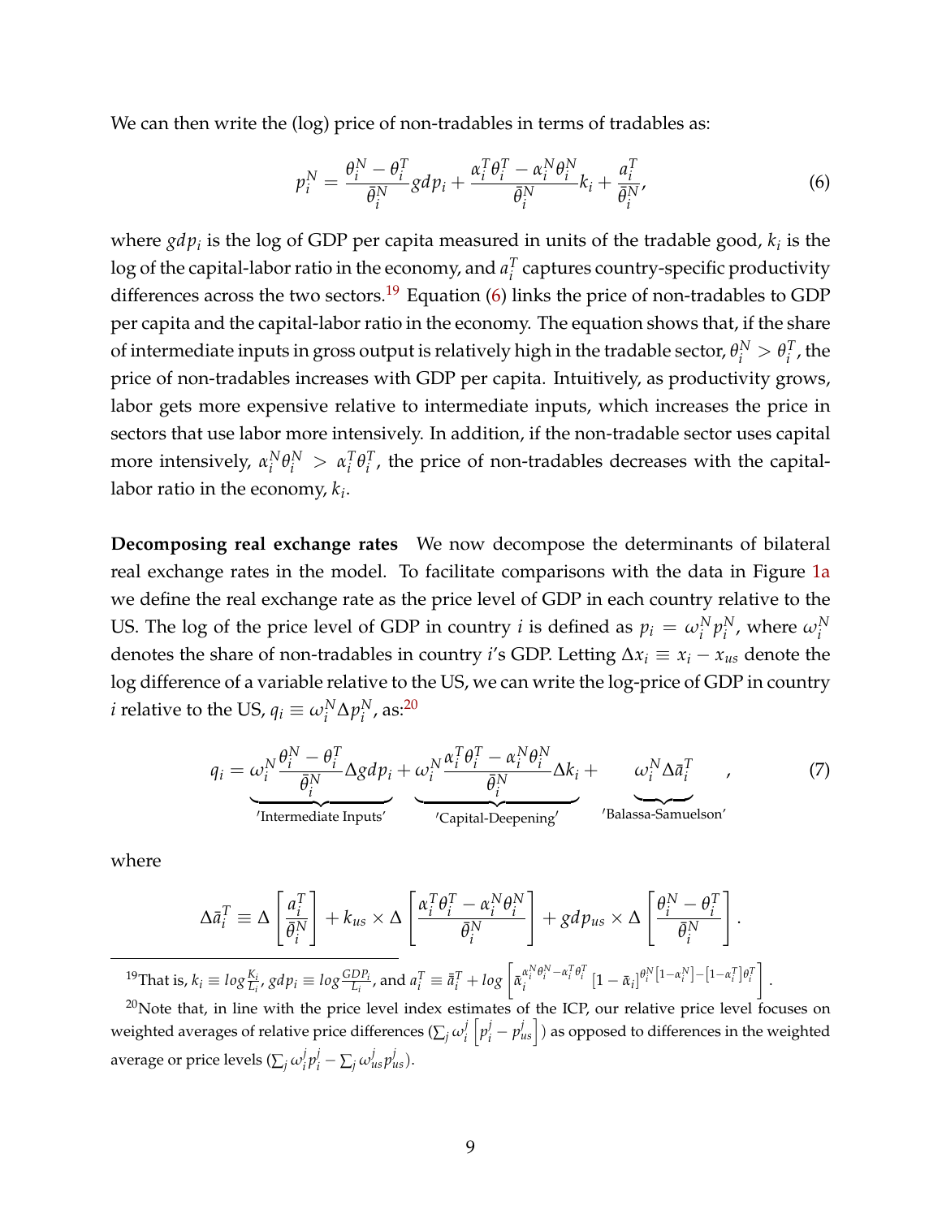We can then write the (log) price of non-tradables in terms of tradables as:

$$p_i^N = \frac{\theta_i^N - \theta_i^T}{\bar{\theta}_i^N} gdp_i + \frac{\alpha_i^T \theta_i^T - \alpha_i^N \theta_i^N}{\bar{\theta}_i^N} k_i + \frac{a_i^T}{\bar{\theta}_i^N}, \tag{6}$$

where $gdp_i$ is the log of GDP per capita measured in units of the tradable good, $k_i$ is the log of the capital-labor ratio in the economy, and $a_i^T$ captures country-specific productivity differences across the two sectors.[19] Equation (6) links the price of non-tradables to GDP per capita and the capital-labor ratio in the economy. The equation shows that, if the share of intermediate inputs in gross output is relatively high in the tradable sector, $\theta_i^N > \theta_i^T$, the price of non-tradables increases with GDP per capita. Intuitively, as productivity grows, labor gets more expensive relative to intermediate inputs, which increases the price in sectors that use labor more intensively. In addition, if the non-tradable sector uses capital more intensively, $\alpha_i^N \theta_i^N > \alpha_i^T \theta_i^T$, the price of non-tradables decreases with the capital-labor ratio in the economy, $k_i$.

**Decomposing real exchange rates** We now decompose the determinants of bilateral real exchange rates in the model. To facilitate comparisons with the data in Figure 1a we define the real exchange rate as the price level of GDP in each country relative to the US. The log of the price level of GDP in country $i$ is defined as $p_i = \omega_i^N p_i^N$, where $\omega_i^N$ denotes the share of non-tradables in country $i$'s GDP. Letting $\Delta x_i \equiv x_i - x_{us}$ denote the log difference of a variable relative to the US, we can write the log-price of GDP in country $i$ relative to the US, $q_i \equiv \omega_i^N \Delta p_i^N$, as:[20]

$$q_i = \underbrace{\omega_i^N \frac{\theta_i^N - \theta_i^T}{\bar{\theta}_i^N} \Delta gdp_i}_{\text{'Intermediate Inputs'}} + \underbrace{\omega_i^N \frac{\alpha_i^T \theta_i^T - \alpha_i^N \theta_i^N}{\bar{\theta}_i^N} \Delta k_i}_{\text{'Capital-Deepening'}} + \underbrace{\omega_i^N \Delta \bar{a}_i^T}_{\text{'Balassa-Samuelson'}}, \tag{7}$$

where

$$\Delta \bar{a}_i^T \equiv \Delta \left[ \frac{a_i^T}{\bar{\theta}_i^N} \right] + k_{us} \times \Delta \left[ \frac{\alpha_i^T \theta_i^T - \alpha_i^N \theta_i^N}{\bar{\theta}_i^N} \right] + gdp_{us} \times \Delta \left[ \frac{\theta_i^N - \theta_i^T}{\bar{\theta}_i^N} \right].$$

---

[19] That is, $k_i \equiv log \frac{K_i}{L_i}$, $gdp_i \equiv log \frac{GDP_i}{L_i}$, and $a_i^T \equiv \bar{\bar{a}}_i^T + log \left[ \bar{\alpha}_i^{\alpha_i^N \theta_i^N - \alpha_i^T \theta_i^T} \left[ 1 - \bar{\alpha}_i \right]^{\theta_i^N \left[1 - \alpha_i^N\right] - \left[1 - \alpha_i^T\right] \theta_i^T} \right]$.

[20] Note that, in line with the price level index estimates of the ICP, our relative price level focuses on weighted averages of relative price differences ($\sum_j \omega_i^j \left[ p_i^j - p_{us}^j \right]$) as opposed to differences in the weighted average or price levels ($\sum_j \omega_i^j p_i^j - \sum_j \omega_{us}^j p_{us}^j$).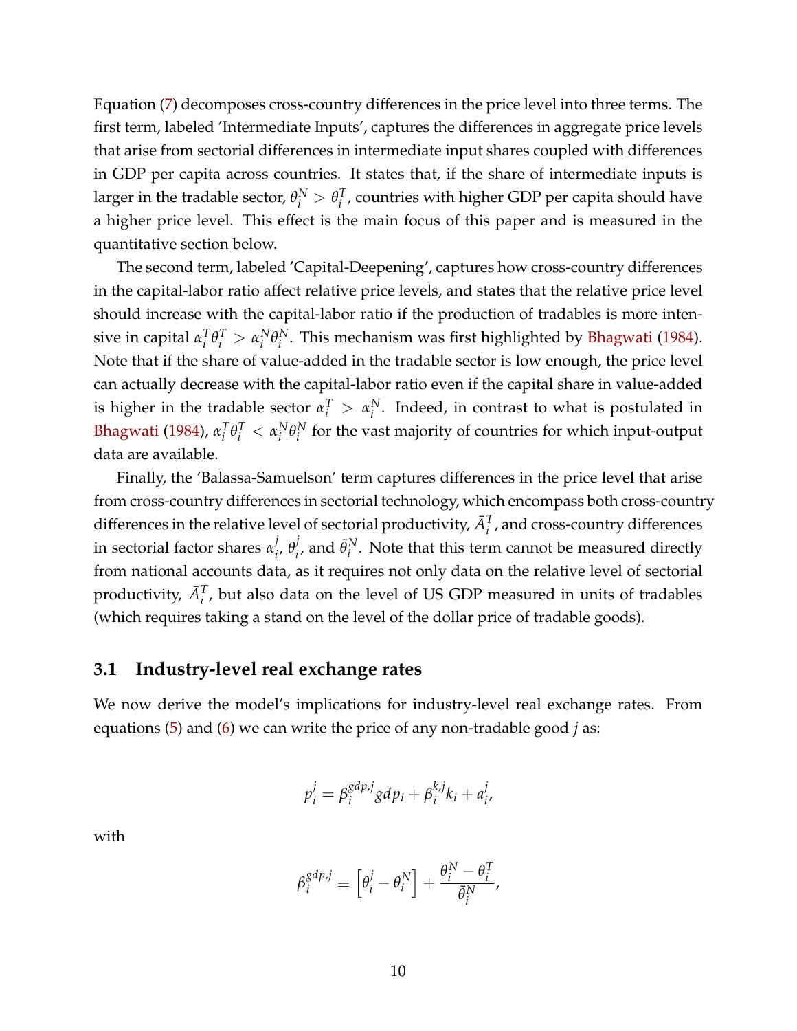Equation (7) decomposes cross-country differences in the price level into three terms. The first term, labeled 'Intermediate Inputs', captures the differences in aggregate price levels that arise from sectorial differences in intermediate input shares coupled with differences in GDP per capita across countries. It states that, if the share of intermediate inputs is larger in the tradable sector, $\theta_i^N > \theta_i^T$, countries with higher GDP per capita should have a higher price level. This effect is the main focus of this paper and is measured in the quantitative section below.

The second term, labeled 'Capital-Deepening', captures how cross-country differences in the capital-labor ratio affect relative price levels, and states that the relative price level should increase with the capital-labor ratio if the production of tradables is more intensive in capital $\alpha_i^T \theta_i^T > \alpha_i^N \theta_i^N$. This mechanism was first highlighted by Bhagwati (1984). Note that if the share of value-added in the tradable sector is low enough, the price level can actually decrease with the capital-labor ratio even if the capital share in value-added is higher in the tradable sector $\alpha_i^T > \alpha_i^N$. Indeed, in contrast to what is postulated in Bhagwati (1984), $\alpha_i^T \theta_i^T < \alpha_i^N \theta_i^N$ for the vast majority of countries for which input-output data are available.

Finally, the 'Balassa-Samuelson' term captures differences in the price level that arise from cross-country differences in sectorial technology, which encompass both cross-country differences in the relative level of sectorial productivity, $\bar{A}_i^T$, and cross-country differences in sectorial factor shares $\alpha_i^j$, $\theta_i^j$, and $\bar{\theta}_i^N$. Note that this term cannot be measured directly from national accounts data, as it requires not only data on the relative level of sectorial productivity, $\bar{A}_i^T$, but also data on the level of US GDP measured in units of tradables (which requires taking a stand on the level of the dollar price of tradable goods).

## 3.1 Industry-level real exchange rates

We now derive the model's implications for industry-level real exchange rates. From equations (5) and (6) we can write the price of any non-tradable good $j$ as:

$$p_i^j = \beta_i^{gdp,j} gdp_i + \beta_i^{k,j} k_i + a_i^j,$$

with

$$\beta_i^{gdp,j} \equiv \left[\theta_i^j - \theta_i^N\right] + \frac{\theta_i^N - \theta_i^T}{\bar{\theta}_i^N},$$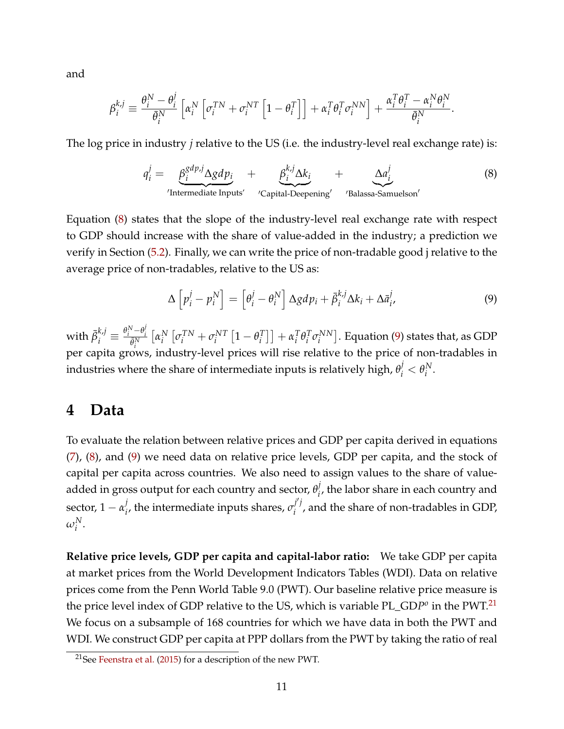and

$$\beta_i^{k,j} \equiv \frac{\theta_i^N - \theta_i^j}{\bar{\theta}_i^N} \left[ \alpha_i^N \left[ \sigma_i^{TN} + \sigma_i^{NT} \left[ 1 - \theta_i^T \right] \right] + \alpha_i^T \theta_i^T \sigma_i^{NN} \right] + \frac{\alpha_i^T \theta_i^T - \alpha_i^N \theta_i^N}{\bar{\theta}_i^N}.$$

The log price in industry $j$ relative to the US (i.e. the industry-level real exchange rate) is:

$$q_i^j = \underbrace{\beta_i^{gdp,j} \Delta gdp_i}_{\text{'Intermediate Inputs'}} + \underbrace{\beta_i^{k,j} \Delta k_i}_{\text{'Capital-Deepening'}} + \underbrace{\Delta a_i^j}_{\text{'Balassa-Samuelson'}} \tag{8}$$

Equation (8) states that the slope of the industry-level real exchange rate with respect to GDP should increase with the share of value-added in the industry; a prediction we verify in Section (5.2). Finally, we can write the price of non-tradable good j relative to the average price of non-tradables, relative to the US as:

$$\Delta \left[ p_i^j - p_i^N \right] = \left[ \theta_i^j - \theta_i^N \right] \Delta gdp_i + \bar{\beta}_i^{k,j} \Delta k_i + \Delta \bar{a}_i^j, \tag{9}$$

with $\bar{\beta}_i^{k,j} \equiv \frac{\theta_i^N - \theta_i^j}{\bar{\theta}_i^N} \left[ \alpha_i^N \left[ \sigma_i^{TN} + \sigma_i^{NT} \left[ 1 - \theta_i^T \right] \right] + \alpha_i^T \theta_i^T \sigma_i^{NN} \right]$. Equation (9) states that, as GDP per capita grows, industry-level prices will rise relative to the price of non-tradables in industries where the share of intermediate inputs is relatively high, $\theta_i^j < \theta_i^N$.

# 4 Data

To evaluate the relation between relative prices and GDP per capita derived in equations (7), (8), and (9) we need data on relative price levels, GDP per capita, and the stock of capital per capita across countries. We also need to assign values to the share of value-added in gross output for each country and sector, $\theta_i^j$, the labor share in each country and sector, $1 - \alpha_i^j$, the intermediate inputs shares, $\sigma_i^{j'j}$, and the share of non-tradables in GDP, $\omega_i^N$.

**Relative price levels, GDP per capita and capital-labor ratio:** We take GDP per capita at market prices from the World Development Indicators Tables (WDI). Data on relative prices come from the Penn World Table 9.0 (PWT). Our baseline relative price measure is the price level index of GDP relative to the US, which is variable PL_GD$P^o$ in the PWT.[21] We focus on a subsample of 168 countries for which we have data in both the PWT and WDI. We construct GDP per capita at PPP dollars from the PWT by taking the ratio of real

[21] See Feenstra et al. (2015) for a description of the new PWT.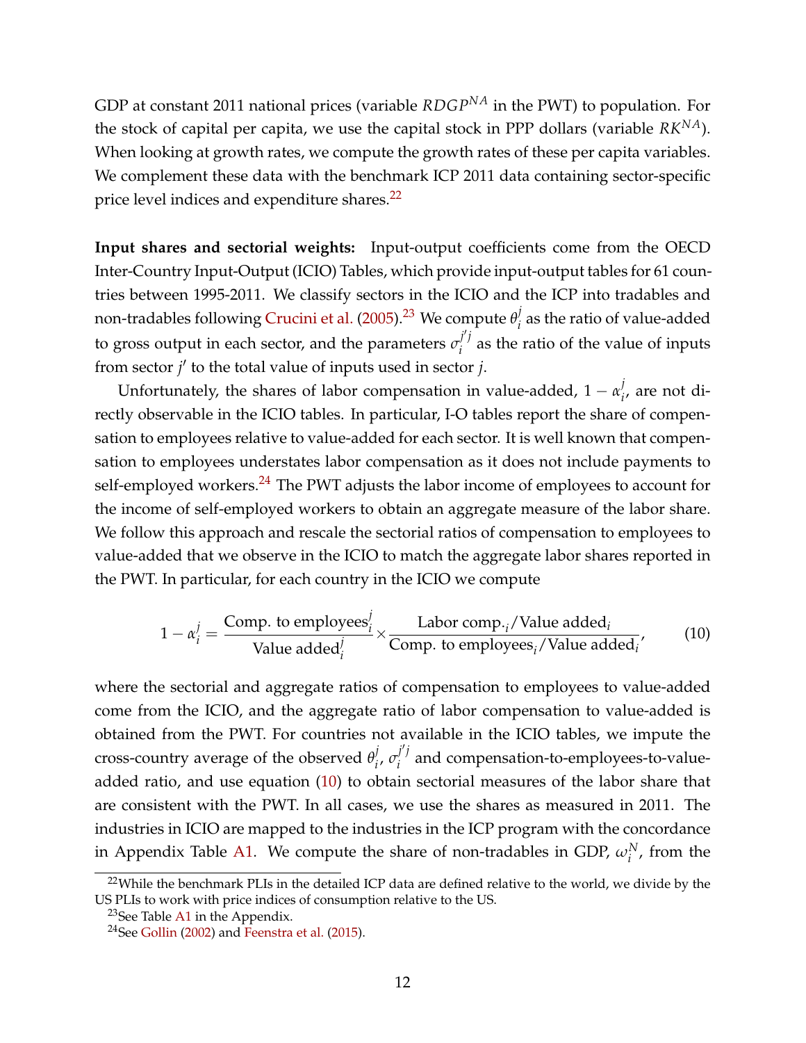GDP at constant 2011 national prices (variable $RDGP^{NA}$ in the PWT) to population. For the stock of capital per capita, we use the capital stock in PPP dollars (variable $RK^{NA}$). When looking at growth rates, we compute the growth rates of these per capita variables. We complement these data with the benchmark ICP 2011 data containing sector-specific price level indices and expenditure shares.[22]

**Input shares and sectorial weights:** Input-output coefficients come from the OECD Inter-Country Input-Output (ICIO) Tables, which provide input-output tables for 61 countries between 1995-2011. We classify sectors in the ICIO and the ICP into tradables and non-tradables following Crucini et al. (2005).[23] We compute $\theta_i^j$ as the ratio of value-added to gross output in each sector, and the parameters $\sigma_i^{j'j}$ as the ratio of the value of inputs from sector $j'$ to the total value of inputs used in sector $j$.

Unfortunately, the shares of labor compensation in value-added, $1-\alpha_i^j$, are not directly observable in the ICIO tables. In particular, I-O tables report the share of compensation to employees relative to value-added for each sector. It is well known that compensation to employees understates labor compensation as it does not include payments to self-employed workers.[24] The PWT adjusts the labor income of employees to account for the income of self-employed workers to obtain an aggregate measure of the labor share. We follow this approach and rescale the sectorial ratios of compensation to employees to value-added that we observe in the ICIO to match the aggregate labor shares reported in the PWT. In particular, for each country in the ICIO we compute

$$1-\alpha_i^j = \frac{\text{Comp. to employees}_i^j}{\text{Value added}_i^j} \times \frac{\text{Labor comp.}_i/\text{Value added}_i}{\text{Comp. to employees}_i/\text{Value added}_i}, \tag{10}$$

where the sectorial and aggregate ratios of compensation to employees to value-added come from the ICIO, and the aggregate ratio of labor compensation to value-added is obtained from the PWT. For countries not available in the ICIO tables, we impute the cross-country average of the observed $\theta_i^j$, $\sigma_i^{j'j}$ and compensation-to-employees-to-value-added ratio, and use equation (10) to obtain sectorial measures of the labor share that are consistent with the PWT. In all cases, we use the shares as measured in 2011. The industries in ICIO are mapped to the industries in the ICP program with the concordance in Appendix Table A1. We compute the share of non-tradables in GDP, $\omega_i^N$, from the

[22] While the benchmark PLIs in the detailed ICP data are defined relative to the world, we divide by the US PLIs to work with price indices of consumption relative to the US.

[23] See Table A1 in the Appendix.

[24] See Gollin (2002) and Feenstra et al. (2015).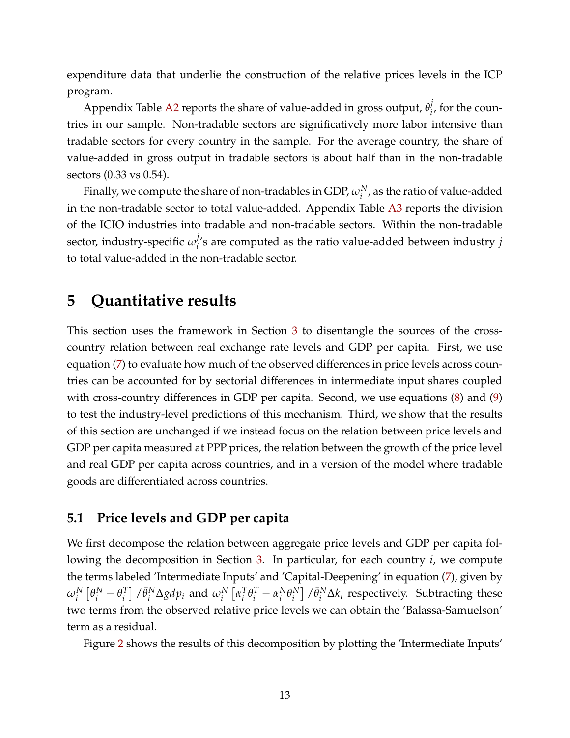expenditure data that underlie the construction of the relative prices levels in the ICP program.

Appendix Table A2 reports the share of value-added in gross output, $\theta_i^j$, for the countries in our sample. Non-tradable sectors are significatively more labor intensive than tradable sectors for every country in the sample. For the average country, the share of value-added in gross output in tradable sectors is about half than in the non-tradable sectors (0.33 vs 0.54).

Finally, we compute the share of non-tradables in GDP, $\omega_i^N$, as the ratio of value-added in the non-tradable sector to total value-added. Appendix Table A3 reports the division of the ICIO industries into tradable and non-tradable sectors. Within the non-tradable sector, industry-specific $\omega_i^j$'s are computed as the ratio value-added between industry $j$ to total value-added in the non-tradable sector.

# 5 Quantitative results

This section uses the framework in Section 3 to disentangle the sources of the cross-country relation between real exchange rate levels and GDP per capita. First, we use equation (7) to evaluate how much of the observed differences in price levels across countries can be accounted for by sectorial differences in intermediate input shares coupled with cross-country differences in GDP per capita. Second, we use equations (8) and (9) to test the industry-level predictions of this mechanism. Third, we show that the results of this section are unchanged if we instead focus on the relation between price levels and GDP per capita measured at PPP prices, the relation between the growth of the price level and real GDP per capita across countries, and in a version of the model where tradable goods are differentiated across countries.

## 5.1 Price levels and GDP per capita

We first decompose the relation between aggregate price levels and GDP per capita following the decomposition in Section 3. In particular, for each country $i$, we compute the terms labeled 'Intermediate Inputs' and 'Capital-Deepening' in equation (7), given by $\omega_i^N \left[\theta_i^N - \theta_i^T\right] / \bar{\theta}_i^N \Delta gdp_i$ and $\omega_i^N \left[\alpha_i^T \theta_i^T - \alpha_i^N \theta_i^N\right] / \bar{\theta}_i^N \Delta k_i$ respectively. Subtracting these two terms from the observed relative price levels we can obtain the 'Balassa-Samuelson' term as a residual.

Figure 2 shows the results of this decomposition by plotting the 'Intermediate Inputs'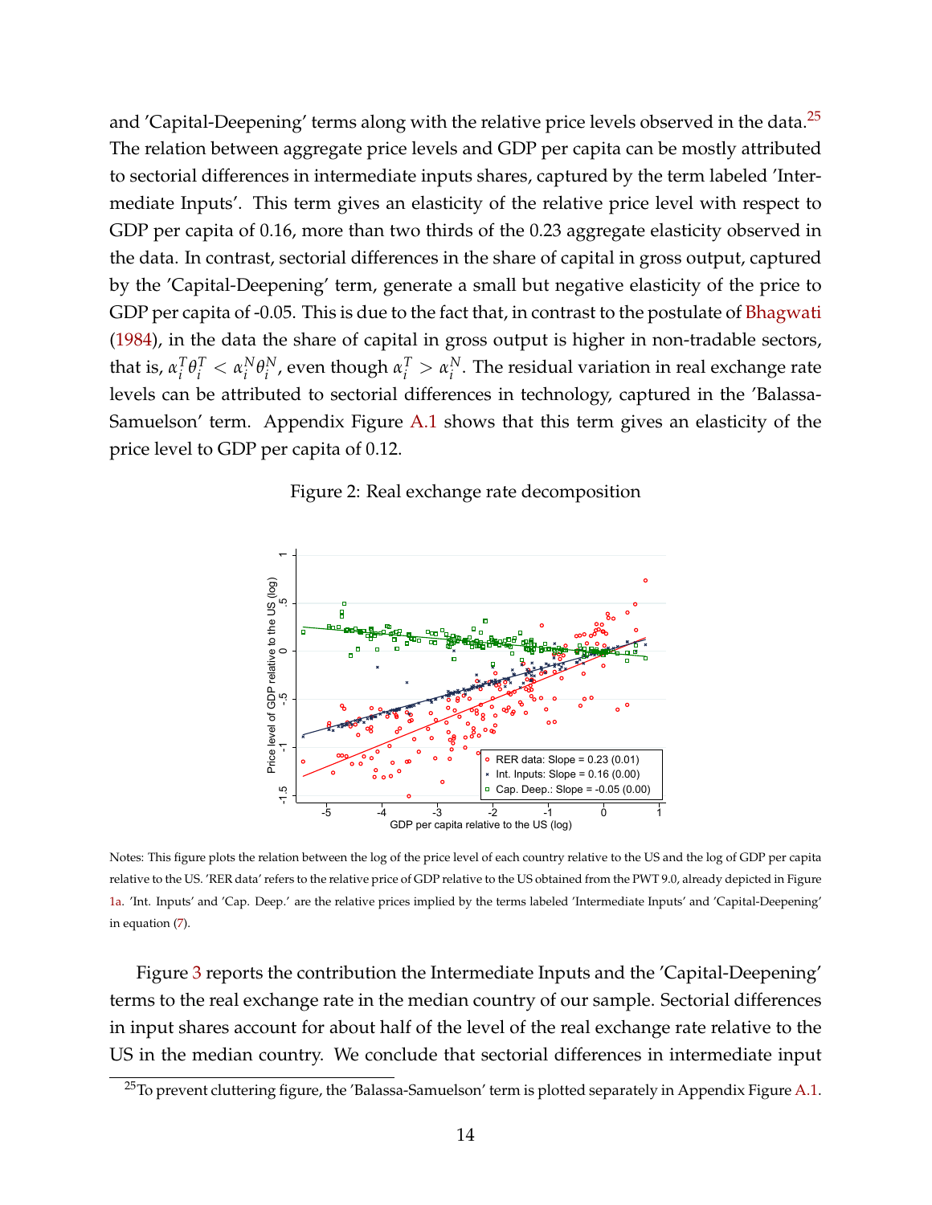and 'Capital-Deepening' terms along with the relative price levels observed in the data.[25] The relation between aggregate price levels and GDP per capita can be mostly attributed to sectorial differences in intermediate inputs shares, captured by the term labeled 'Intermediate Inputs'. This term gives an elasticity of the relative price level with respect to GDP per capita of 0.16, more than two thirds of the 0.23 aggregate elasticity observed in the data. In contrast, sectorial differences in the share of capital in gross output, captured by the 'Capital-Deepening' term, generate a small but negative elasticity of the price to GDP per capita of -0.05. This is due to the fact that, in contrast to the postulate of Bhagwati (1984), in the data the share of capital in gross output is higher in non-tradable sectors, that is, $\alpha_i^T \theta_i^T < \alpha_i^N \theta_i^N$, even though $\alpha_i^T > \alpha_i^N$. The residual variation in real exchange rate levels can be attributed to sectorial differences in technology, captured in the 'Balassa-Samuelson' term. Appendix Figure A.1 shows that this term gives an elasticity of the price level to GDP per capita of 0.12.

Figure 2: Real exchange rate decomposition

Notes: This figure plots the relation between the log of the price level of each country relative to the US and the log of GDP per capita relative to the US. 'RER data' refers to the relative price of GDP relative to the US obtained from the PWT 9.0, already depicted in Figure 1a. 'Int. Inputs' and 'Cap. Deep.' are the relative prices implied by the terms labeled 'Intermediate Inputs' and 'Capital-Deepening' in equation (7).

Figure 3 reports the contribution the Intermediate Inputs and the 'Capital-Deepening' terms to the real exchange rate in the median country of our sample. Sectorial differences in input shares account for about half of the level of the real exchange rate relative to the US in the median country. We conclude that sectorial differences in intermediate input

[25] To prevent cluttering figure, the 'Balassa-Samuelson' term is plotted separately in Appendix Figure A.1.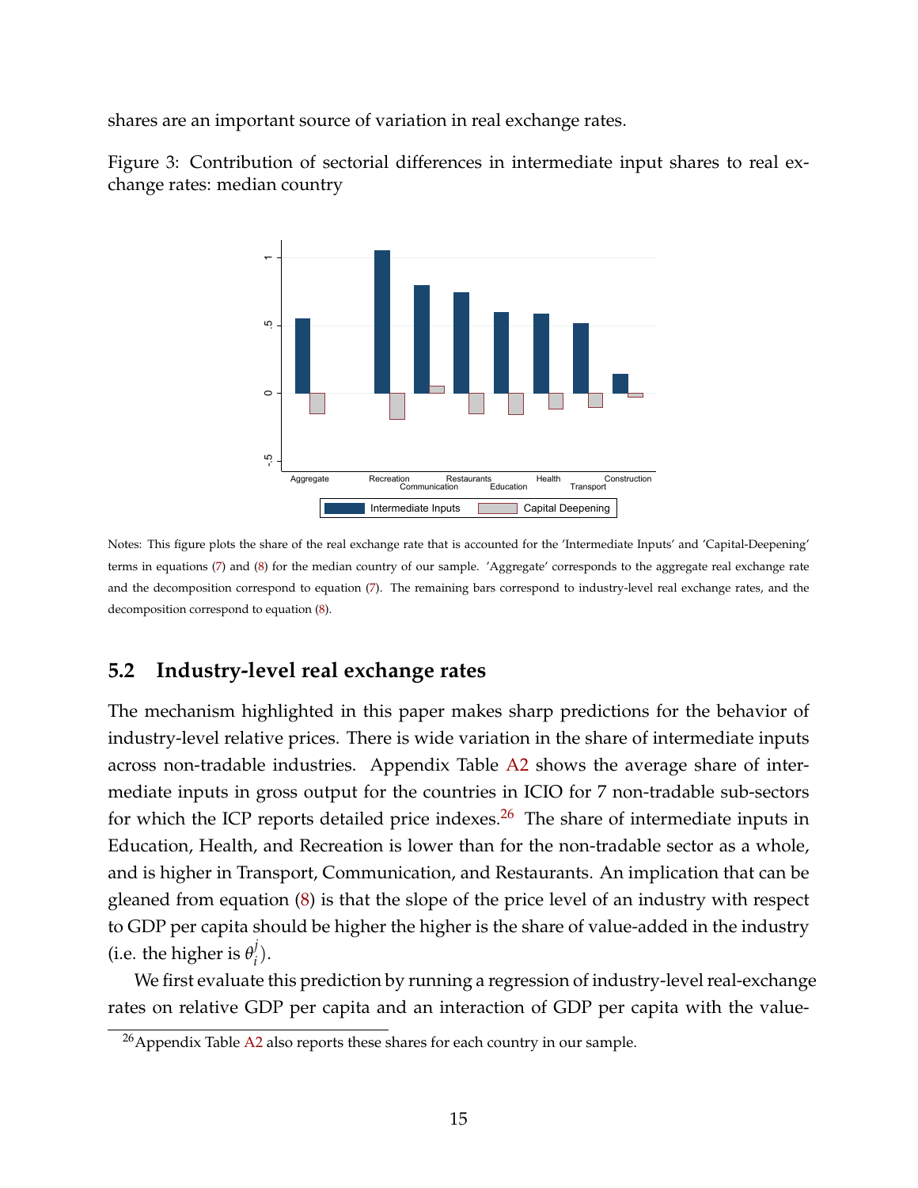shares are an important source of variation in real exchange rates.

Figure 3: Contribution of sectorial differences in intermediate input shares to real exchange rates: median country

Notes: This figure plots the share of the real exchange rate that is accounted for the 'Intermediate Inputs' and 'Capital-Deepening' terms in equations (7) and (8) for the median country of our sample. 'Aggregate' corresponds to the aggregate real exchange rate and the decomposition correspond to equation (7). The remaining bars correspond to industry-level real exchange rates, and the decomposition correspond to equation (8).

## 5.2 Industry-level real exchange rates

The mechanism highlighted in this paper makes sharp predictions for the behavior of industry-level relative prices. There is wide variation in the share of intermediate inputs across non-tradable industries. Appendix Table A2 shows the average share of intermediate inputs in gross output for the countries in ICIO for 7 non-tradable sub-sectors for which the ICP reports detailed price indexes.[26] The share of intermediate inputs in Education, Health, and Recreation is lower than for the non-tradable sector as a whole, and is higher in Transport, Communication, and Restaurants. An implication that can be gleaned from equation (8) is that the slope of the price level of an industry with respect to GDP per capita should be higher the higher is the share of value-added in the industry (i.e. the higher is $\theta_i^j$).

We first evaluate this prediction by running a regression of industry-level real-exchange rates on relative GDP per capita and an interaction of GDP per capita with the value-

[26]Appendix Table A2 also reports these shares for each country in our sample.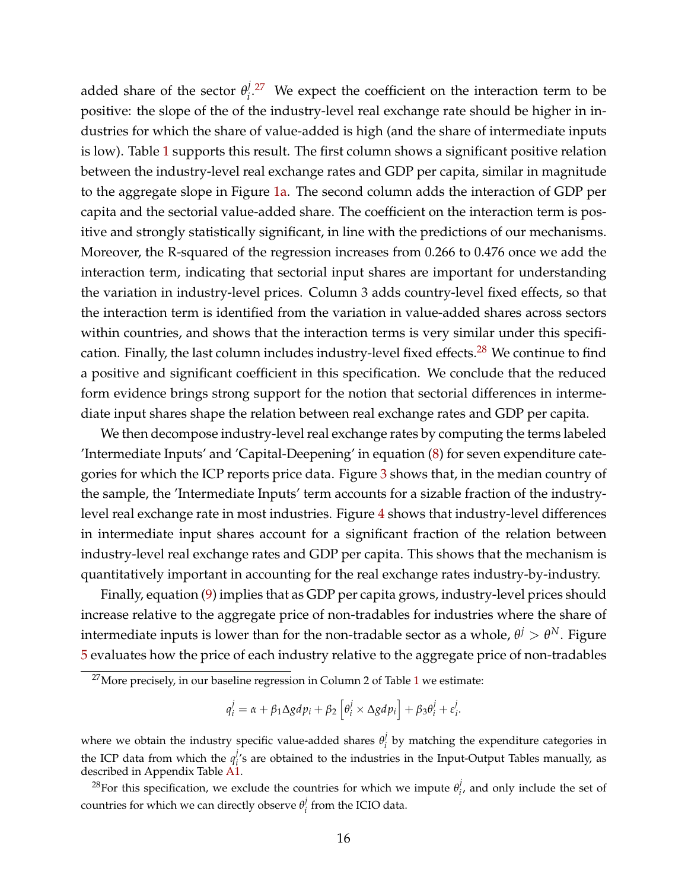added share of the sector $\theta_i^j$.[27] We expect the coefficient on the interaction term to be positive: the slope of the of the industry-level real exchange rate should be higher in industries for which the share of value-added is high (and the share of intermediate inputs is low). Table 1 supports this result. The first column shows a significant positive relation between the industry-level real exchange rates and GDP per capita, similar in magnitude to the aggregate slope in Figure 1a. The second column adds the interaction of GDP per capita and the sectorial value-added share. The coefficient on the interaction term is positive and strongly statistically significant, in line with the predictions of our mechanisms. Moreover, the R-squared of the regression increases from 0.266 to 0.476 once we add the interaction term, indicating that sectorial input shares are important for understanding the variation in industry-level prices. Column 3 adds country-level fixed effects, so that the interaction term is identified from the variation in value-added shares across sectors within countries, and shows that the interaction terms is very similar under this specification. Finally, the last column includes industry-level fixed effects.[28] We continue to find a positive and significant coefficient in this specification. We conclude that the reduced form evidence brings strong support for the notion that sectorial differences in intermediate input shares shape the relation between real exchange rates and GDP per capita.

We then decompose industry-level real exchange rates by computing the terms labeled 'Intermediate Inputs' and 'Capital-Deepening' in equation (8) for seven expenditure categories for which the ICP reports price data. Figure 3 shows that, in the median country of the sample, the 'Intermediate Inputs' term accounts for a sizable fraction of the industry-level real exchange rate in most industries. Figure 4 shows that industry-level differences in intermediate input shares account for a significant fraction of the relation between industry-level real exchange rates and GDP per capita. This shows that the mechanism is quantitatively important in accounting for the real exchange rates industry-by-industry.

Finally, equation (9) implies that as GDP per capita grows, industry-level prices should increase relative to the aggregate price of non-tradables for industries where the share of intermediate inputs is lower than for the non-tradable sector as a whole, $\theta^j > \theta^N$. Figure 5 evaluates how the price of each industry relative to the aggregate price of non-tradables

[27] More precisely, in our baseline regression in Column 2 of Table 1 we estimate:

$$q_i^j = \alpha + \beta_1 \Delta gdp_i + \beta_2 \left[ \theta_i^j \times \Delta gdp_i \right] + \beta_3 \theta_i^j + \varepsilon_i^j.$$

where we obtain the industry specific value-added shares $\theta_i^j$ by matching the expenditure categories in the ICP data from which the $q_i^j$'s are obtained to the industries in the Input-Output Tables manually, as described in Appendix Table A1.

[28] For this specification, we exclude the countries for which we impute $\theta_i^j$, and only include the set of countries for which we can directly observe $\theta_i^j$ from the ICIO data.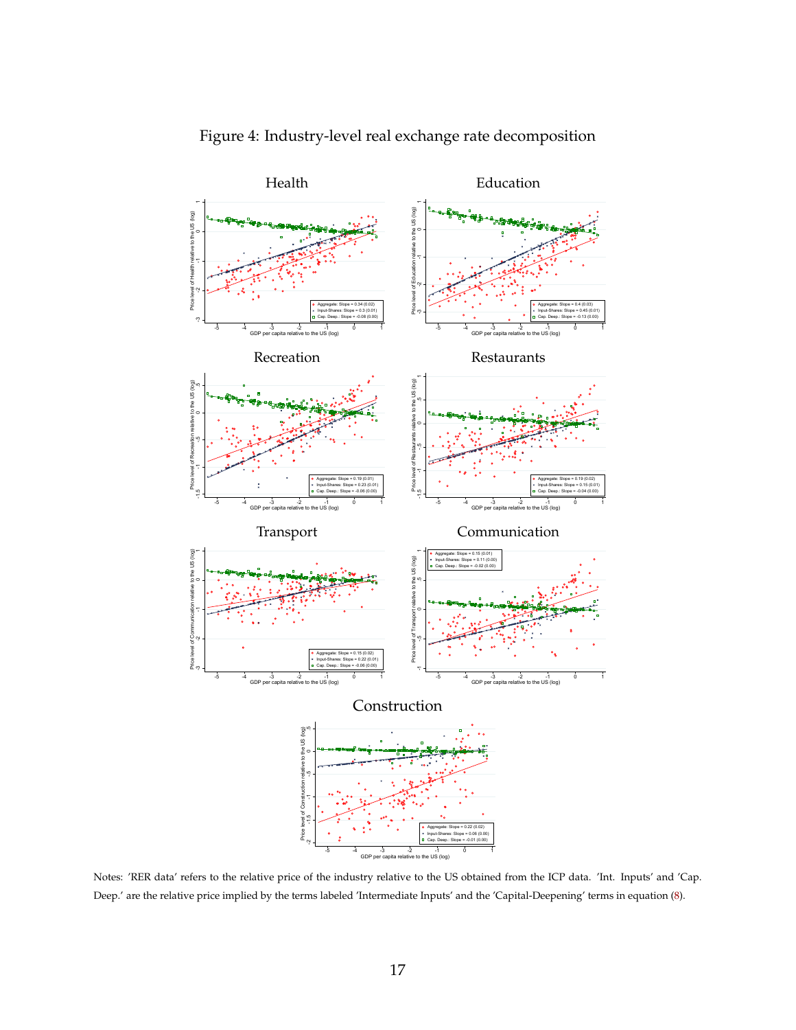Figure 4: Industry-level real exchange rate decomposition

Notes: 'RER data' refers to the relative price of the industry relative to the US obtained from the ICP data. 'Int. Inputs' and 'Cap. Deep.' are the relative price implied by the terms labeled 'Intermediate Inputs' and the 'Capital-Deepening' terms in equation (8).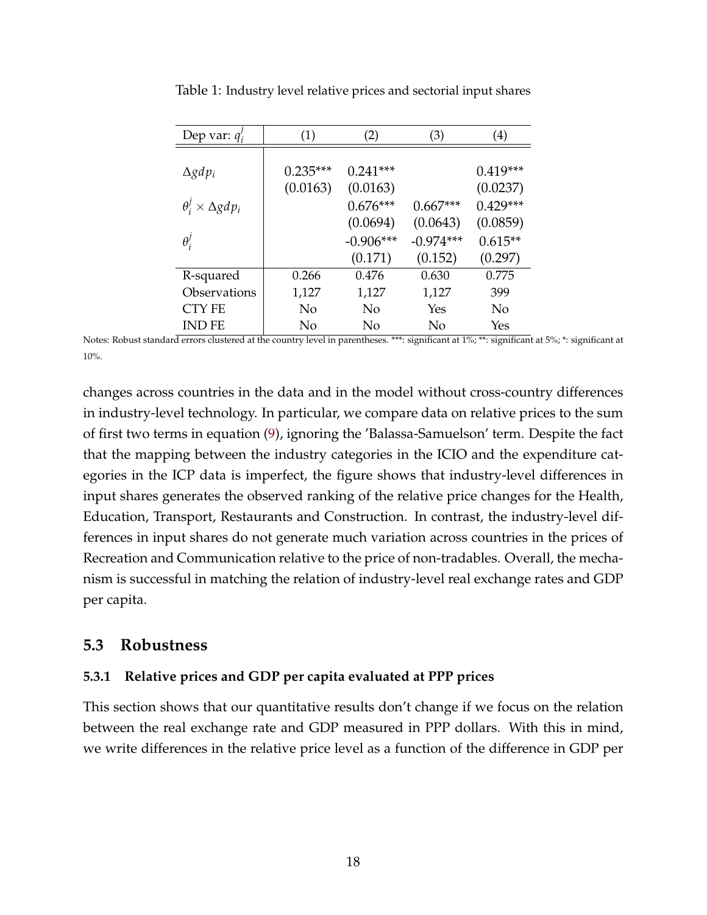Table 1: Industry level relative prices and sectorial input shares

| Dep var: $q_i^j$ | (1) | (2) | (3) | (4) |
|---|---|---|---|---|
| $\Delta gdp_i$ | 0.235*** | 0.241*** | | 0.419*** |
| | (0.0163) | (0.0163) | | (0.0237) |
| $\theta_i^j \times \Delta gdp_i$ | | 0.676*** | 0.667*** | 0.429*** |
| | | (0.0694) | (0.0643) | (0.0859) |
| $\theta_i^j$ | | -0.906*** | -0.974*** | 0.615** |
| | | (0.171) | (0.152) | (0.297) |
| R-squared | 0.266 | 0.476 | 0.630 | 0.775 |
| Observations | 1,127 | 1,127 | 1,127 | 399 |
| CTY FE | No | No | Yes | No |
| IND FE | No | No | No | Yes |

Notes: Robust standard errors clustered at the country level in parentheses. ***: significant at 1%; **: significant at 5%; *: significant at 10%.

changes across countries in the data and in the model without cross-country differences in industry-level technology. In particular, we compare data on relative prices to the sum of first two terms in equation (9), ignoring the 'Balassa-Samuelson' term. Despite the fact that the mapping between the industry categories in the ICIO and the expenditure categories in the ICP data is imperfect, the figure shows that industry-level differences in input shares generates the observed ranking of the relative price changes for the Health, Education, Transport, Restaurants and Construction. In contrast, the industry-level differences in input shares do not generate much variation across countries in the prices of Recreation and Communication relative to the price of non-tradables. Overall, the mechanism is successful in matching the relation of industry-level real exchange rates and GDP per capita.

## 5.3 Robustness

### 5.3.1 Relative prices and GDP per capita evaluated at PPP prices

This section shows that our quantitative results don't change if we focus on the relation between the real exchange rate and GDP measured in PPP dollars. With this in mind, we write differences in the relative price level as a function of the difference in GDP per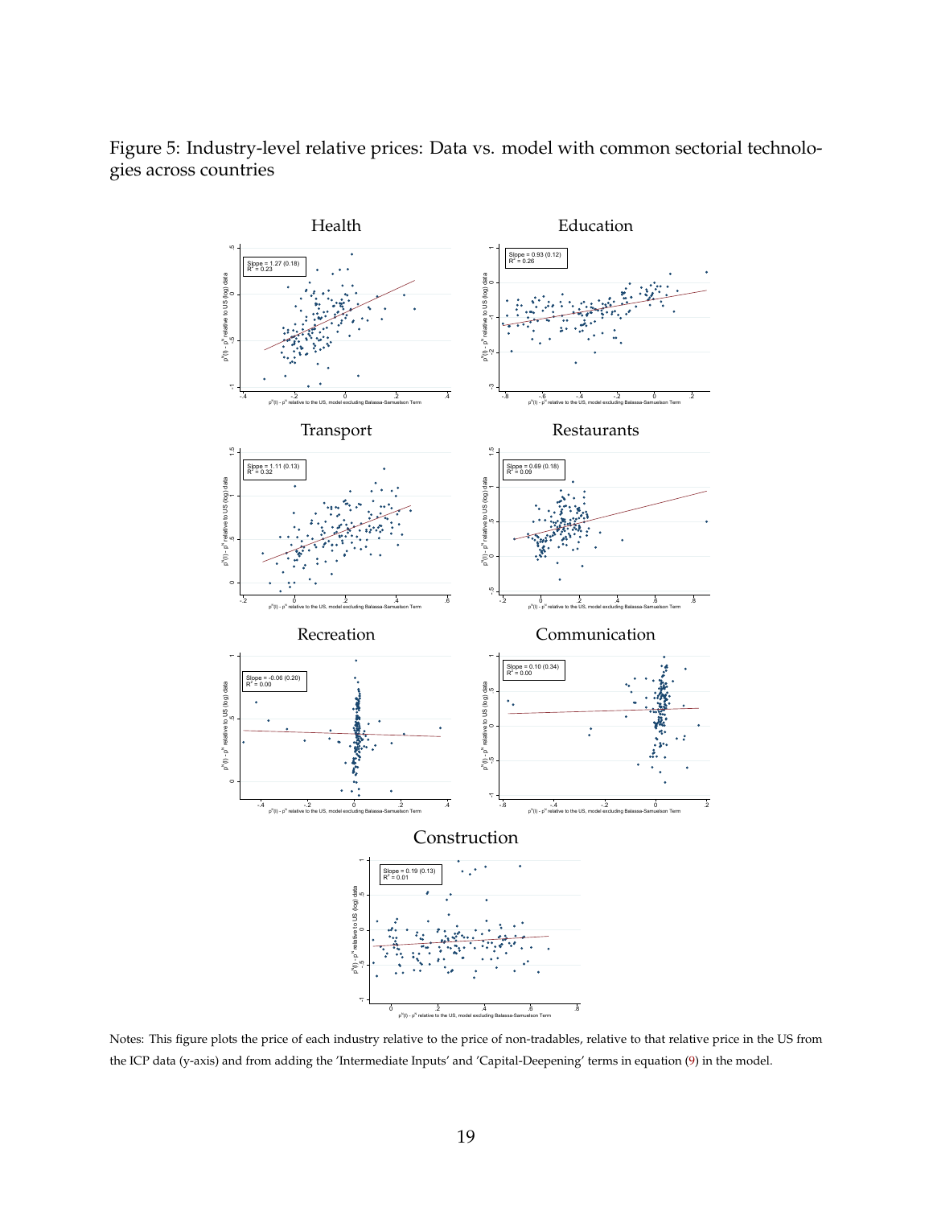Figure 5: Industry-level relative prices: Data vs. model with common sectorial technologies across countries

Health

Slope = 1.27 (0.18)
$R^2$ = 0.23

Education

Slope = 0.93 (0.12)
$R^2$ = 0.26

Transport

Slope = 1.11 (0.13)
$R^2$ = 0.32

Restaurants

Slope = 0.69 (0.18)
$R^2$ = 0.09

Recreation

Slope = -0.06 (0.20)
$R^2$ = 0.00

Communication

Slope = 0.10 (0.34)
$R^2$ = 0.00

Construction

Slope = 0.19 (0.13)
$R^2$ = 0.01

Notes: This figure plots the price of each industry relative to the price of non-tradables, relative to that relative price in the US from the ICP data (y-axis) and from adding the 'Intermediate Inputs' and 'Capital-Deepening' terms in equation (9) in the model.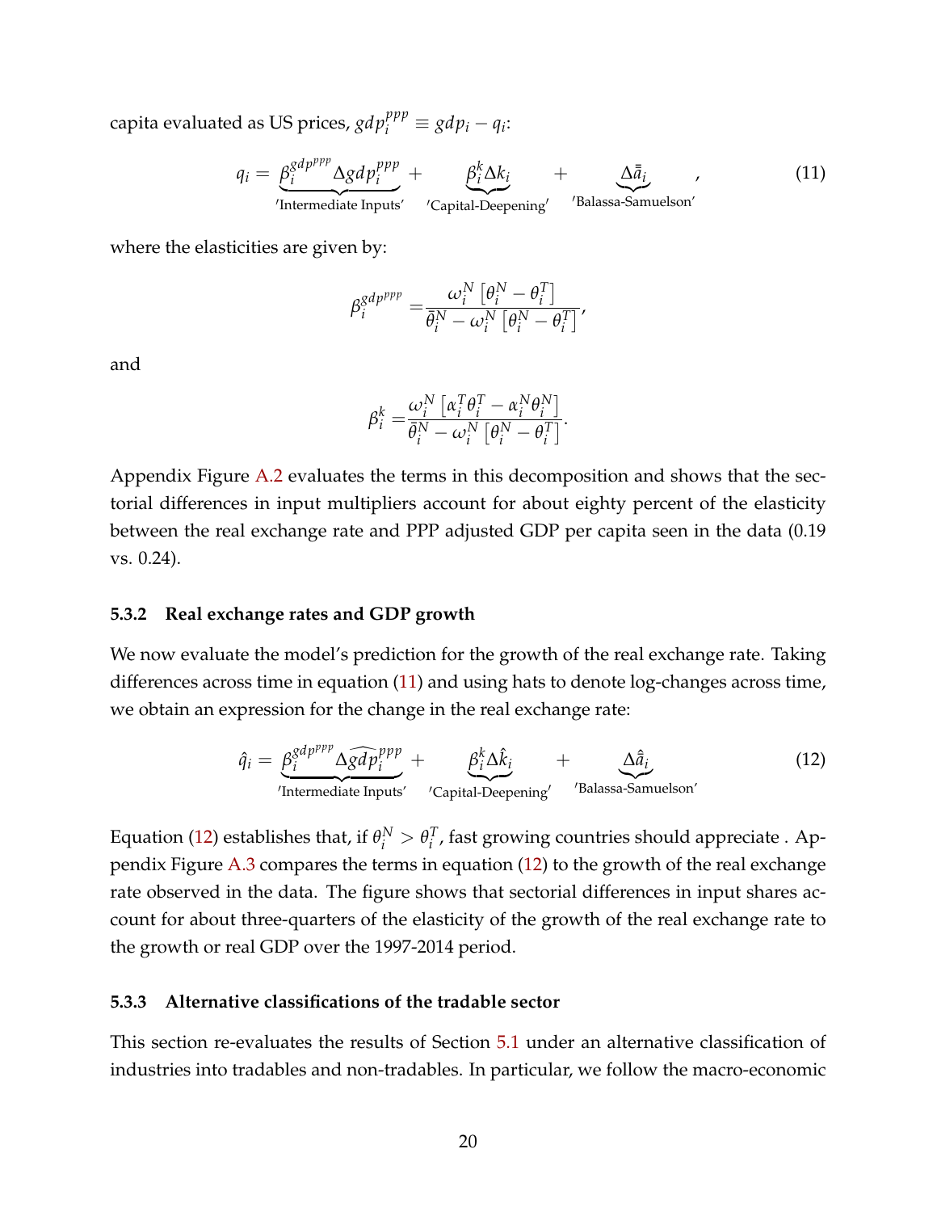capita evaluated as US prices, $gdp_i^{ppp} \equiv gdp_i - q_i$:

$$q_i = \underbrace{\beta_i^{gdp^{ppp}} \Delta gdp_i^{ppp}}_{'\text{Intermediate Inputs}'} + \underbrace{\beta_i^k \Delta k_i}_{'\text{Capital-Deepening}'} + \underbrace{\Delta \bar{\bar{a}}_i}_{'\text{Balassa-Samuelson}'}, \tag{11}$$

where the elasticities are given by:

$$\beta_i^{gdp^{ppp}} = \frac{\omega_i^N \left[\theta_i^N - \theta_i^T\right]}{\bar{\theta}_i^N - \omega_i^N \left[\theta_i^N - \theta_i^T\right]},$$

and

$$\beta_i^k = \frac{\omega_i^N \left[\alpha_i^T \theta_i^T - \alpha_i^N \theta_i^N\right]}{\bar{\theta}_i^N - \omega_i^N \left[\theta_i^N - \theta_i^T\right]}.$$

Appendix Figure A.2 evaluates the terms in this decomposition and shows that the sectorial differences in input multipliers account for about eighty percent of the elasticity between the real exchange rate and PPP adjusted GDP per capita seen in the data (0.19 vs. 0.24).

### 5.3.2 Real exchange rates and GDP growth

We now evaluate the model's prediction for the growth of the real exchange rate. Taking differences across time in equation (11) and using hats to denote log-changes across time, we obtain an expression for the change in the real exchange rate:

$$\hat{q}_i = \underbrace{\beta_i^{gdp^{ppp}} \Delta \widehat{gdp}_i^{ppp}}_{'\text{Intermediate Inputs}'} + \underbrace{\beta_i^k \Delta \hat{k}_i}_{'\text{Capital-Deepening}'} + \underbrace{\Delta \hat{\bar{a}}_i}_{'\text{Balassa-Samuelson}'} \tag{12}$$

Equation (12) establishes that, if $\theta_i^N > \theta_i^T$, fast growing countries should appreciate . Appendix Figure A.3 compares the terms in equation (12) to the growth of the real exchange rate observed in the data. The figure shows that sectorial differences in input shares account for about three-quarters of the elasticity of the growth of the real exchange rate to the growth or real GDP over the 1997-2014 period.

### 5.3.3 Alternative classifications of the tradable sector

This section re-evaluates the results of Section 5.1 under an alternative classification of industries into tradables and non-tradables. In particular, we follow the macro-economic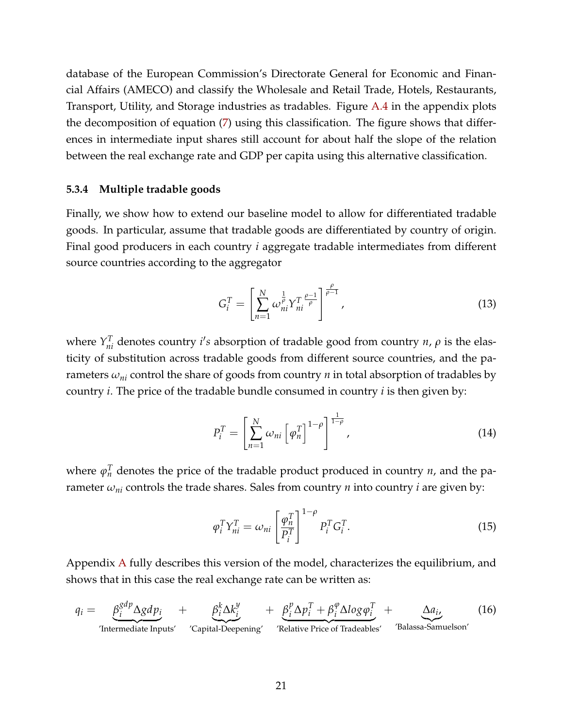database of the European Commission's Directorate General for Economic and Financial Affairs (AMECO) and classify the Wholesale and Retail Trade, Hotels, Restaurants, Transport, Utility, and Storage industries as tradables. Figure A.4 in the appendix plots the decomposition of equation (7) using this classification. The figure shows that differences in intermediate input shares still account for about half the slope of the relation between the real exchange rate and GDP per capita using this alternative classification.

#### 5.3.4 Multiple tradable goods

Finally, we show how to extend our baseline model to allow for differentiated tradable goods. In particular, assume that tradable goods are differentiated by country of origin. Final good producers in each country $i$ aggregate tradable intermediates from different source countries according to the aggregator

$$G_i^T = \left[ \sum_{n=1}^{N} \omega_{ni}^{\frac{1}{\rho}} Y_{ni}^{T\,\frac{\rho-1}{\rho}} \right]^{\frac{\rho}{\rho-1}}, \tag{13}$$

where $Y_{ni}^T$ denotes country $i's$ absorption of tradable good from country $n$, $\rho$ is the elasticity of substitution across tradable goods from different source countries, and the parameters $\omega_{ni}$ control the share of goods from country $n$ in total absorption of tradables by country $i$. The price of the tradable bundle consumed in country $i$ is then given by:

$$P_i^T = \left[ \sum_{n=1}^{N} \omega_{ni} \left[ \varphi_n^T \right]^{1-\rho} \right]^{\frac{1}{1-\rho}}, \tag{14}$$

where $\varphi_n^T$ denotes the price of the tradable product produced in country $n$, and the parameter $\omega_{ni}$ controls the trade shares. Sales from country $n$ into country $i$ are given by:

$$\varphi_i^T Y_{ni}^T = \omega_{ni} \left[ \frac{\varphi_n^T}{P_i^T} \right]^{1-\rho} P_i^T G_i^T. \tag{15}$$

Appendix A fully describes this version of the model, characterizes the equilibrium, and shows that in this case the real exchange rate can be written as:

$$q_i = \underbrace{\beta_i^{gdp} \Delta gdp_i}_{\text{'Intermediate Inputs'}} + \underbrace{\beta_i^k \Delta k_i^y}_{\text{'Capital-Deepening'}} + \underbrace{\beta_i^p \Delta p_i^T + \beta_i^{\varphi} \Delta log \varphi_i^T}_{\text{'Relative Price of Tradeables'}} + \underbrace{\Delta a_i,}_{\text{'Balassa-Samuelson'}} \tag{16}$$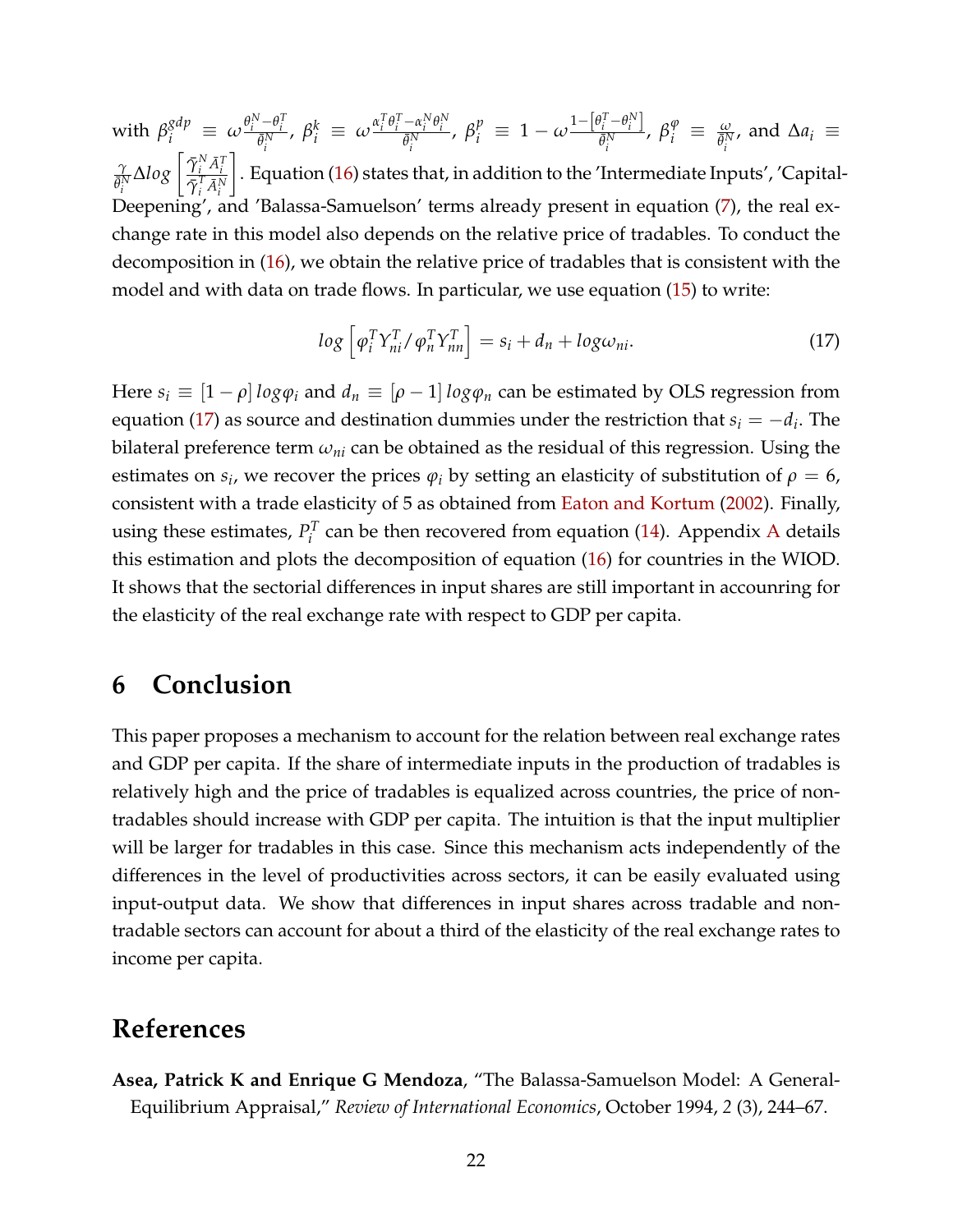with $\beta_i^{gdp} \equiv \omega \frac{\theta_i^N - \theta_i^T}{\bar{\theta}_i^N}$, $\beta_i^k \equiv \omega \frac{\alpha_i^T \theta_i^T - \alpha_i^N \theta_i^N}{\bar{\theta}_i^N}$, $\beta_i^p \equiv 1 - \omega \frac{1 - \left[\theta_i^T - \theta_i^N\right]}{\bar{\theta}_i^N}$, $\beta_i^{\varphi} \equiv \frac{\omega}{\bar{\theta}_i^N}$, and $\Delta a_i \equiv \frac{\gamma}{\bar{\theta}_i^N} \Delta log \left[\frac{\bar{\gamma}_i^N \bar{A}_i^T}{\bar{\gamma}_i^T \bar{A}_i^N}\right]$. Equation (16) states that, in addition to the 'Intermediate Inputs', 'Capital-Deepening', and 'Balassa-Samuelson' terms already present in equation (7), the real exchange rate in this model also depends on the relative price of tradables. To conduct the decomposition in (16), we obtain the relative price of tradables that is consistent with the model and with data on trade flows. In particular, we use equation (15) to write:

$$log\left[\varphi_i^T Y_{ni}^T / \varphi_n^T Y_{nn}^T\right] = s_i + d_n + log \omega_{ni}. \tag{17}$$

Here $s_i \equiv [1-\rho]\, log \varphi_i$ and $d_n \equiv [\rho - 1]\, log \varphi_n$ can be estimated by OLS regression from equation (17) as source and destination dummies under the restriction that $s_i = -d_i$. The bilateral preference term $\omega_{ni}$ can be obtained as the residual of this regression. Using the estimates on $s_i$, we recover the prices $\varphi_i$ by setting an elasticity of substitution of $\rho = 6$, consistent with a trade elasticity of 5 as obtained from Eaton and Kortum (2002). Finally, using these estimates, $P_i^T$ can be then recovered from equation (14). Appendix A details this estimation and plots the decomposition of equation (16) for countries in the WIOD. It shows that the sectorial differences in input shares are still important in accounring for the elasticity of the real exchange rate with respect to GDP per capita.

# 6 Conclusion

This paper proposes a mechanism to account for the relation between real exchange rates and GDP per capita. If the share of intermediate inputs in the production of tradables is relatively high and the price of tradables is equalized across countries, the price of non-tradables should increase with GDP per capita. The intuition is that the input multiplier will be larger for tradables in this case. Since this mechanism acts independently of the differences in the level of productivities across sectors, it can be easily evaluated using input-output data. We show that differences in input shares across tradable and non-tradable sectors can account for about a third of the elasticity of the real exchange rates to income per capita.

# References

**Asea, Patrick K and Enrique G Mendoza**, "The Balassa-Samuelson Model: A General-Equilibrium Appraisal," *Review of International Economics*, October 1994, *2* (3), 244–67.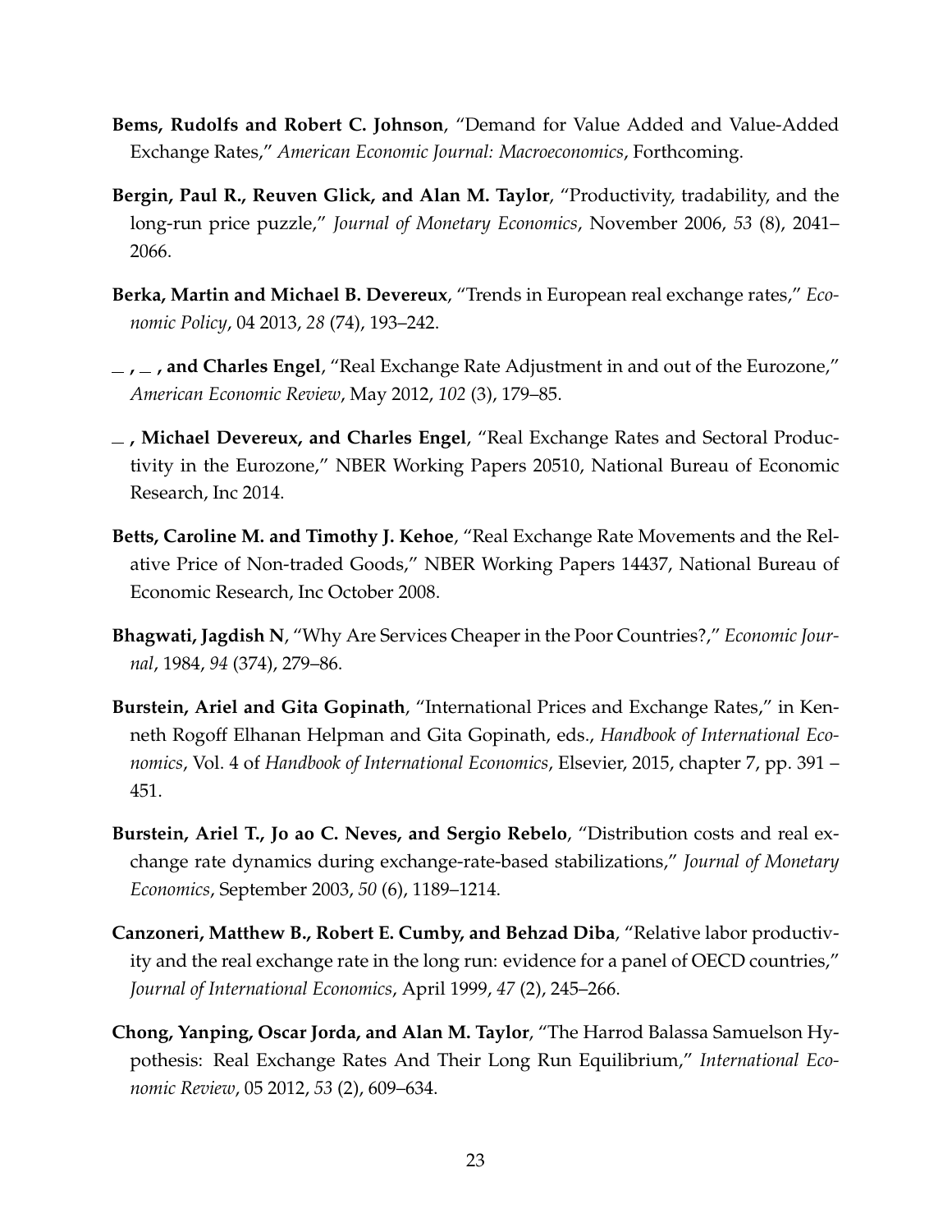**Bems, Rudolfs and Robert C. Johnson**, "Demand for Value Added and Value-Added Exchange Rates," *American Economic Journal: Macroeconomics*, Forthcoming.

**Bergin, Paul R., Reuven Glick, and Alan M. Taylor**, "Productivity, tradability, and the long-run price puzzle," *Journal of Monetary Economics*, November 2006, *53* (8), 2041–2066.

**Berka, Martin and Michael B. Devereux**, "Trends in European real exchange rates," *Economic Policy*, 04 2013, *28* (74), 193–242.

**\_ , \_ , and Charles Engel**, "Real Exchange Rate Adjustment in and out of the Eurozone," *American Economic Review*, May 2012, *102* (3), 179–85.

**\_ , Michael Devereux, and Charles Engel**, "Real Exchange Rates and Sectoral Productivity in the Eurozone," NBER Working Papers 20510, National Bureau of Economic Research, Inc 2014.

**Betts, Caroline M. and Timothy J. Kehoe**, "Real Exchange Rate Movements and the Relative Price of Non-traded Goods," NBER Working Papers 14437, National Bureau of Economic Research, Inc October 2008.

**Bhagwati, Jagdish N**, "Why Are Services Cheaper in the Poor Countries?," *Economic Journal*, 1984, *94* (374), 279–86.

**Burstein, Ariel and Gita Gopinath**, "International Prices and Exchange Rates," in Kenneth Rogoff Elhanan Helpman and Gita Gopinath, eds., *Handbook of International Economics*, Vol. 4 of *Handbook of International Economics*, Elsevier, 2015, chapter 7, pp. 391 – 451.

**Burstein, Ariel T., Jo ao C. Neves, and Sergio Rebelo**, "Distribution costs and real exchange rate dynamics during exchange-rate-based stabilizations," *Journal of Monetary Economics*, September 2003, *50* (6), 1189–1214.

**Canzoneri, Matthew B., Robert E. Cumby, and Behzad Diba**, "Relative labor productivity and the real exchange rate in the long run: evidence for a panel of OECD countries," *Journal of International Economics*, April 1999, *47* (2), 245–266.

**Chong, Yanping, Oscar Jorda, and Alan M. Taylor**, "The Harrod Balassa Samuelson Hypothesis: Real Exchange Rates And Their Long Run Equilibrium," *International Economic Review*, 05 2012, *53* (2), 609–634.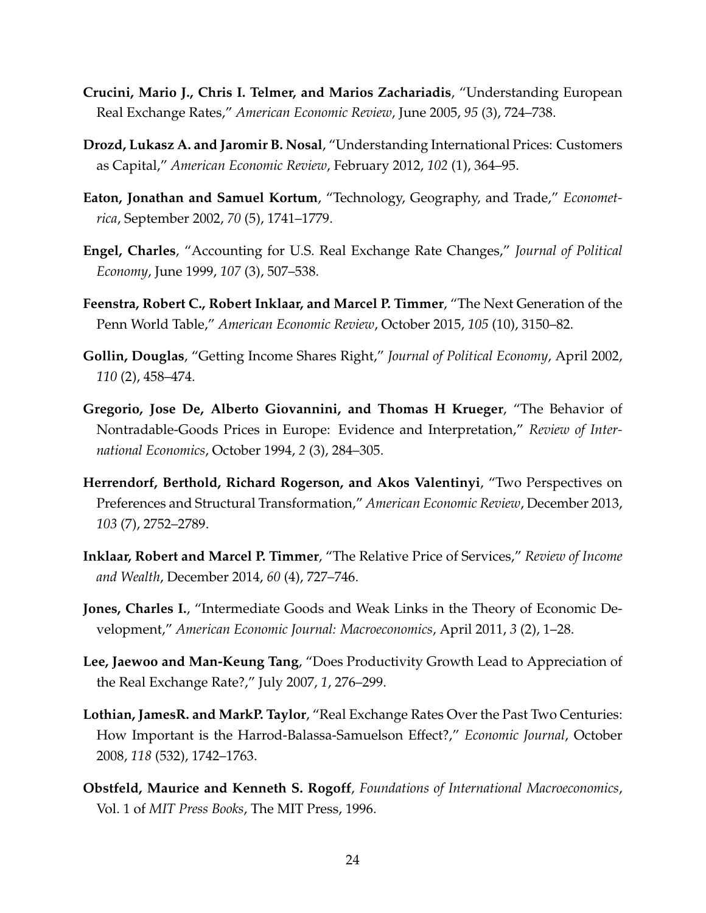**Crucini, Mario J., Chris I. Telmer, and Marios Zachariadis**, "Understanding European Real Exchange Rates," *American Economic Review*, June 2005, *95* (3), 724–738.

**Drozd, Lukasz A. and Jaromir B. Nosal**, "Understanding International Prices: Customers as Capital," *American Economic Review*, February 2012, *102* (1), 364–95.

**Eaton, Jonathan and Samuel Kortum**, "Technology, Geography, and Trade," *Econometrica*, September 2002, *70* (5), 1741–1779.

**Engel, Charles**, "Accounting for U.S. Real Exchange Rate Changes," *Journal of Political Economy*, June 1999, *107* (3), 507–538.

**Feenstra, Robert C., Robert Inklaar, and Marcel P. Timmer**, "The Next Generation of the Penn World Table," *American Economic Review*, October 2015, *105* (10), 3150–82.

**Gollin, Douglas**, "Getting Income Shares Right," *Journal of Political Economy*, April 2002, *110* (2), 458–474.

**Gregorio, Jose De, Alberto Giovannini, and Thomas H Krueger**, "The Behavior of Nontradable-Goods Prices in Europe: Evidence and Interpretation," *Review of International Economics*, October 1994, *2* (3), 284–305.

**Herrendorf, Berthold, Richard Rogerson, and Akos Valentinyi**, "Two Perspectives on Preferences and Structural Transformation," *American Economic Review*, December 2013, *103* (7), 2752–2789.

**Inklaar, Robert and Marcel P. Timmer**, "The Relative Price of Services," *Review of Income and Wealth*, December 2014, *60* (4), 727–746.

**Jones, Charles I.**, "Intermediate Goods and Weak Links in the Theory of Economic Development," *American Economic Journal: Macroeconomics*, April 2011, *3* (2), 1–28.

**Lee, Jaewoo and Man-Keung Tang**, "Does Productivity Growth Lead to Appreciation of the Real Exchange Rate?," July 2007, *1*, 276–299.

**Lothian, JamesR. and MarkP. Taylor**, "Real Exchange Rates Over the Past Two Centuries: How Important is the Harrod-Balassa-Samuelson Effect?," *Economic Journal*, October 2008, *118* (532), 1742–1763.

**Obstfeld, Maurice and Kenneth S. Rogoff**, *Foundations of International Macroeconomics*, Vol. 1 of *MIT Press Books*, The MIT Press, 1996.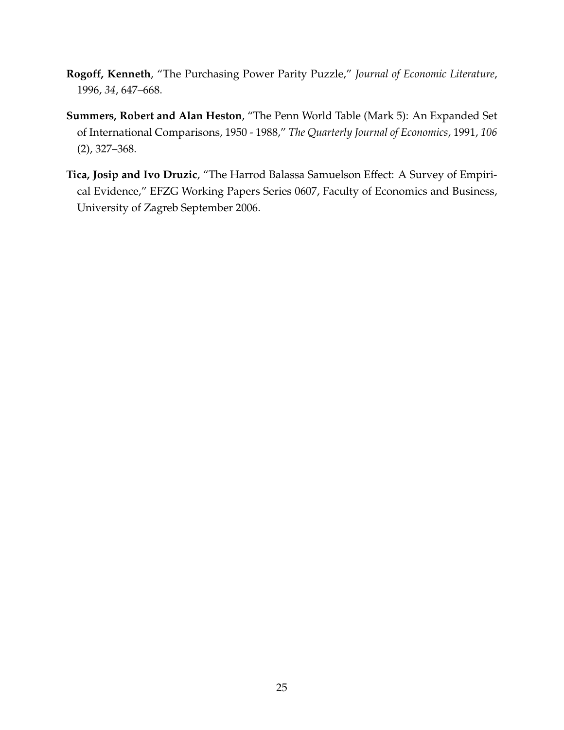**Rogoff, Kenneth**, "The Purchasing Power Parity Puzzle," *Journal of Economic Literature*, 1996, *34*, 647–668.

**Summers, Robert and Alan Heston**, "The Penn World Table (Mark 5): An Expanded Set of International Comparisons, 1950 - 1988," *The Quarterly Journal of Economics*, 1991, *106* (2), 327–368.

**Tica, Josip and Ivo Druzic**, "The Harrod Balassa Samuelson Effect: A Survey of Empirical Evidence," EFZG Working Papers Series 0607, Faculty of Economics and Business, University of Zagreb September 2006.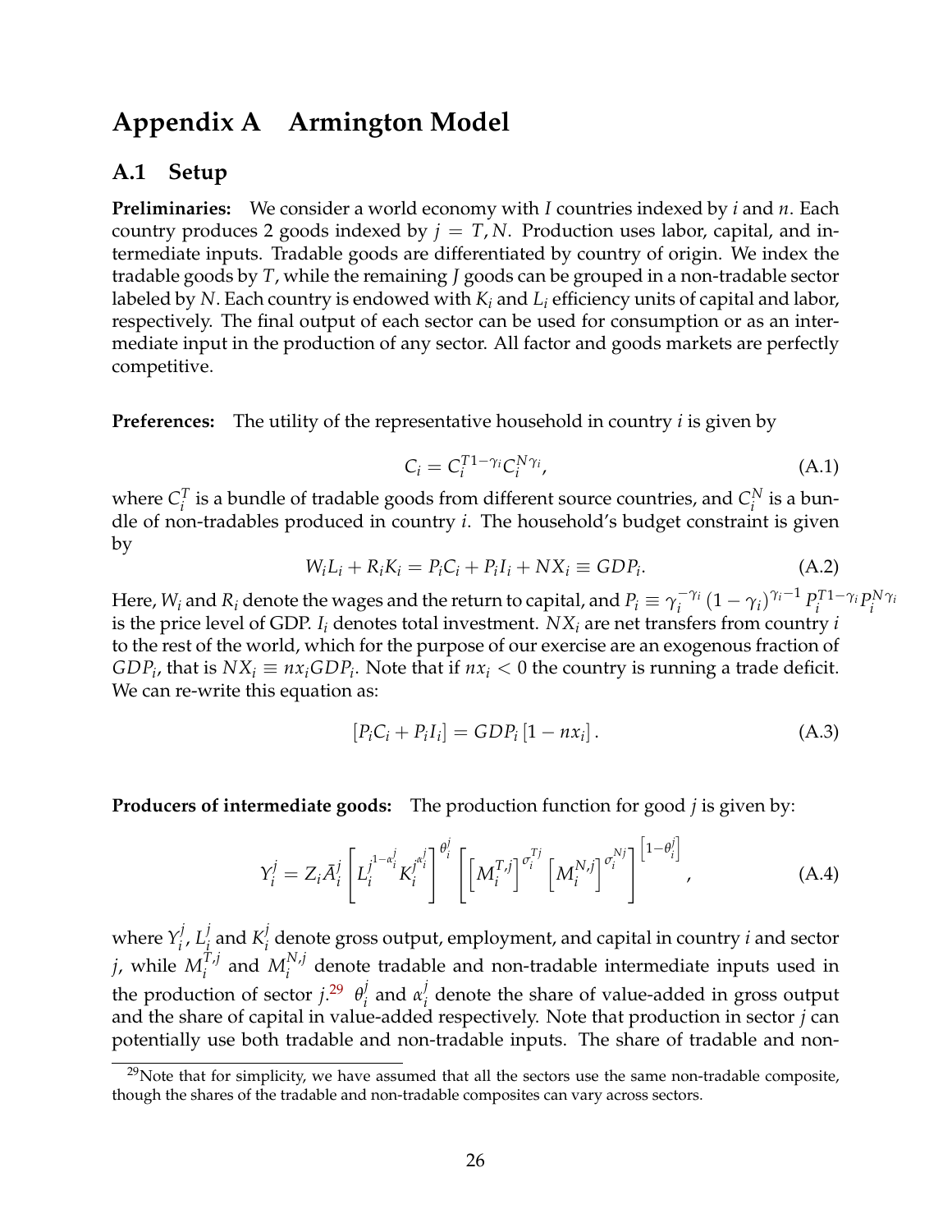# Appendix A Armington Model

## A.1 Setup

**Preliminaries:** We consider a world economy with $I$ countries indexed by $i$ and $n$. Each country produces 2 goods indexed by $j = T, N$. Production uses labor, capital, and intermediate inputs. Tradable goods are differentiated by country of origin. We index the tradable goods by $T$, while the remaining $J$ goods can be grouped in a non-tradable sector labeled by $N$. Each country is endowed with $K_i$ and $L_i$ efficiency units of capital and labor, respectively. The final output of each sector can be used for consumption or as an intermediate input in the production of any sector. All factor and goods markets are perfectly competitive.

**Preferences:** The utility of the representative household in country $i$ is given by

$$C_i = C_i^{T 1-\gamma_i} C_i^{N \gamma_i}, \tag{A.1}$$

where $C_i^T$ is a bundle of tradable goods from different source countries, and $C_i^N$ is a bundle of non-tradables produced in country $i$. The household's budget constraint is given by

$$W_i L_i + R_i K_i = P_i C_i + P_i I_i + NX_i \equiv GDP_i. \tag{A.2}$$

Here, $W_i$ and $R_i$ denote the wages and the return to capital, and $P_i \equiv \gamma_i^{-\gamma_i} (1-\gamma_i)^{\gamma_i - 1} P_i^{T 1-\gamma_i} P_i^{N \gamma_i}$ is the price level of GDP. $I_i$ denotes total investment. $NX_i$ are net transfers from country $i$ to the rest of the world, which for the purpose of our exercise are an exogenous fraction of $GDP_i$, that is $NX_i \equiv nx_i GDP_i$. Note that if $nx_i < 0$ the country is running a trade deficit. We can re-write this equation as:

$$[P_i C_i + P_i I_i] = GDP_i [1 - nx_i]. \tag{A.3}$$

**Producers of intermediate goods:** The production function for good $j$ is given by:

$$Y_i^j = Z_i \bar{A}_i^j \left[ L_i^{j^{1-\alpha_i^j}} K_i^{j^{\alpha_i^j}} \right]^{\theta_i^j} \left[ \left[ M_i^{T,j} \right]^{\sigma_i^{Tj}} \left[ M_i^{N,j} \right]^{\sigma_i^{Nj}} \right]^{\left[1-\theta_i^j\right]}, \tag{A.4}$$

where $Y_i^j$, $L_i^j$ and $K_i^j$ denote gross output, employment, and capital in country $i$ and sector $j$, while $M_i^{T,j}$ and $M_i^{N,j}$ denote tradable and non-tradable intermediate inputs used in the production of sector $j$.[29] $\theta_i^j$ and $\alpha_i^j$ denote the share of value-added in gross output and the share of capital in value-added respectively. Note that production in sector $j$ can potentially use both tradable and non-tradable inputs. The share of tradable and non-

[29]Note that for simplicity, we have assumed that all the sectors use the same non-tradable composite, though the shares of the tradable and non-tradable composites can vary across sectors.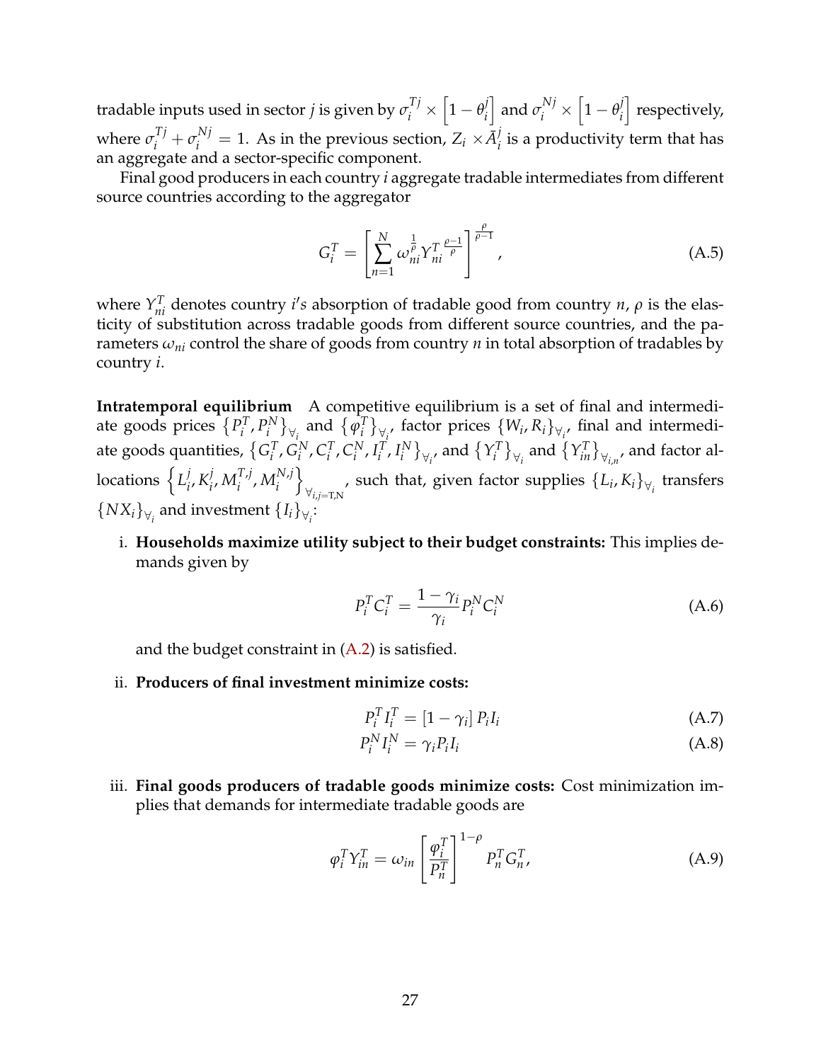tradable inputs used in sector $j$ is given by $\sigma_i^{Tj} \times \left[1 - \theta_i^j\right]$ and $\sigma_i^{Nj} \times \left[1 - \theta_i^j\right]$ respectively, where $\sigma_i^{Tj} + \sigma_i^{Nj} = 1$. As in the previous section, $Z_i \times \bar{A}_i^j$ is a productivity term that has an aggregate and a sector-specific component.

Final good producers in each country $i$ aggregate tradable intermediates from different source countries according to the aggregator

$$G_i^T = \left[\sum_{n=1}^{N} \omega_{ni}^{\frac{1}{\rho}} Y_{ni}^{T\,\frac{\rho-1}{\rho}}\right]^{\frac{\rho}{\rho-1}}, \tag{A.5}$$

where $Y_{ni}^T$ denotes country $i's$ absorption of tradable good from country $n$, $\rho$ is the elasticity of substitution across tradable goods from different source countries, and the parameters $\omega_{ni}$ control the share of goods from country $n$ in total absorption of tradables by country $i$.

**Intratemporal equilibrium** A competitive equilibrium is a set of final and intermediate goods prices $\left\{P_i^T, P_i^N\right\}_{\forall_i}$ and $\left\{\varphi_i^T\right\}_{\forall_i}$, factor prices $\{W_i, R_i\}_{\forall_i}$, final and intermediate goods quantities, $\left\{G_i^T, G_i^N, C_i^T, C_i^N, I_i^T, I_i^N\right\}_{\forall_i}$, and $\left\{Y_i^T\right\}_{\forall_i}$ and $\left\{Y_{in}^T\right\}_{\forall_{i,n}}$, and factor allocations $\left\{L_i^j, K_i^j, M_i^{T,j}, M_i^{N,j}\right\}_{\forall_{i,j=\mathrm{T,N}}}$, such that, given factor supplies $\{L_i, K_i\}_{\forall_i}$ transfers $\{NX_i\}_{\forall_i}$ and investment $\{I_i\}_{\forall_i}$:

i. **Households maximize utility subject to their budget constraints:** This implies demands given by

$$P_i^T C_i^T = \frac{1 - \gamma_i}{\gamma_i} P_i^N C_i^N \tag{A.6}$$

and the budget constraint in (A.2) is satisfied.

ii. **Producers of final investment minimize costs:**

$$P_i^T I_i^T = [1 - \gamma_i]\, P_i I_i \tag{A.7}$$

$$P_i^N I_i^N = \gamma_i P_i I_i \tag{A.8}$$

iii. **Final goods producers of tradable goods minimize costs:** Cost minimization implies that demands for intermediate tradable goods are

$$\varphi_i^T Y_{in}^T = \omega_{in} \left[\frac{\varphi_i^T}{P_n^T}\right]^{1-\rho} P_n^T G_n^T, \tag{A.9}$$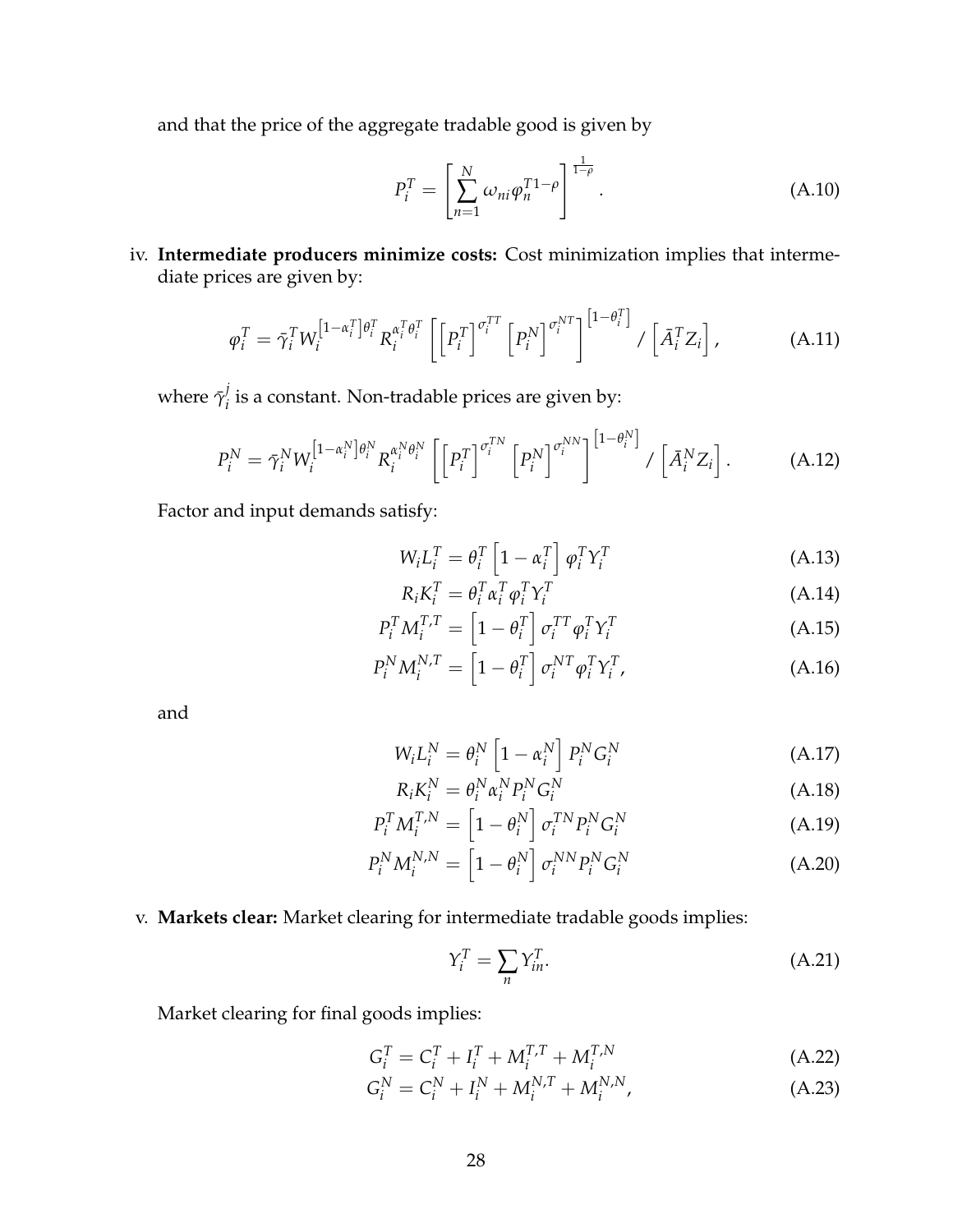and that the price of the aggregate tradable good is given by

$$P_i^T = \left[ \sum_{n=1}^{N} \omega_{ni} \varphi_n^{T\,1-\rho} \right]^{\frac{1}{1-\rho}}. \tag{A.10}$$

iv. **Intermediate producers minimize costs:** Cost minimization implies that intermediate prices are given by:

$$\varphi_i^T = \bar{\gamma}_i^T W_i^{\left[1-\alpha_i^T\right]\theta_i^T} R_i^{\alpha_i^T \theta_i^T} \left[ \left[P_i^T\right]^{\sigma_i^{TT}} \left[P_i^N\right]^{\sigma_i^{NT}} \right]^{\left[1-\theta_i^T\right]} / \left[\bar{A}_i^T Z_i\right], \tag{A.11}$$

where $\bar{\gamma}_i^j$ is a constant. Non-tradable prices are given by:

$$P_i^N = \bar{\gamma}_i^N W_i^{\left[1-\alpha_i^N\right]\theta_i^N} R_i^{\alpha_i^N \theta_i^N} \left[ \left[P_i^T\right]^{\sigma_i^{TN}} \left[P_i^N\right]^{\sigma_i^{NN}} \right]^{\left[1-\theta_i^N\right]} / \left[\bar{A}_i^N Z_i\right]. \tag{A.12}$$

Factor and input demands satisfy:

$$W_i L_i^T = \theta_i^T \left[1-\alpha_i^T\right] \varphi_i^T Y_i^T \tag{A.13}$$

$$R_i K_i^T = \theta_i^T \alpha_i^T \varphi_i^T Y_i^T \tag{A.14}$$

$$P_i^T M_i^{T,T} = \left[1-\theta_i^T\right] \sigma_i^{TT} \varphi_i^T Y_i^T \tag{A.15}$$

$$P_i^N M_i^{N,T} = \left[1-\theta_i^T\right] \sigma_i^{NT} \varphi_i^T Y_i^T, \tag{A.16}$$

and

$$W_i L_i^N = \theta_i^N \left[1-\alpha_i^N\right] P_i^N G_i^N \tag{A.17}$$

$$R_i K_i^N = \theta_i^N \alpha_i^N P_i^N G_i^N \tag{A.18}$$

$$P_i^T M_i^{T,N} = \left[1-\theta_i^N\right] \sigma_i^{TN} P_i^N G_i^N \tag{A.19}$$

$$P_i^N M_i^{N,N} = \left[1-\theta_i^N\right] \sigma_i^{NN} P_i^N G_i^N \tag{A.20}$$

v. **Markets clear:** Market clearing for intermediate tradable goods implies:

$$Y_i^T = \sum_n Y_{in}^T. \tag{A.21}$$

Market clearing for final goods implies:

$$G_i^T = C_i^T + I_i^T + M_i^{T,T} + M_i^{T,N} \tag{A.22}$$

$$G_i^N = C_i^N + I_i^N + M_i^{N,T} + M_i^{N,N}, \tag{A.23}$$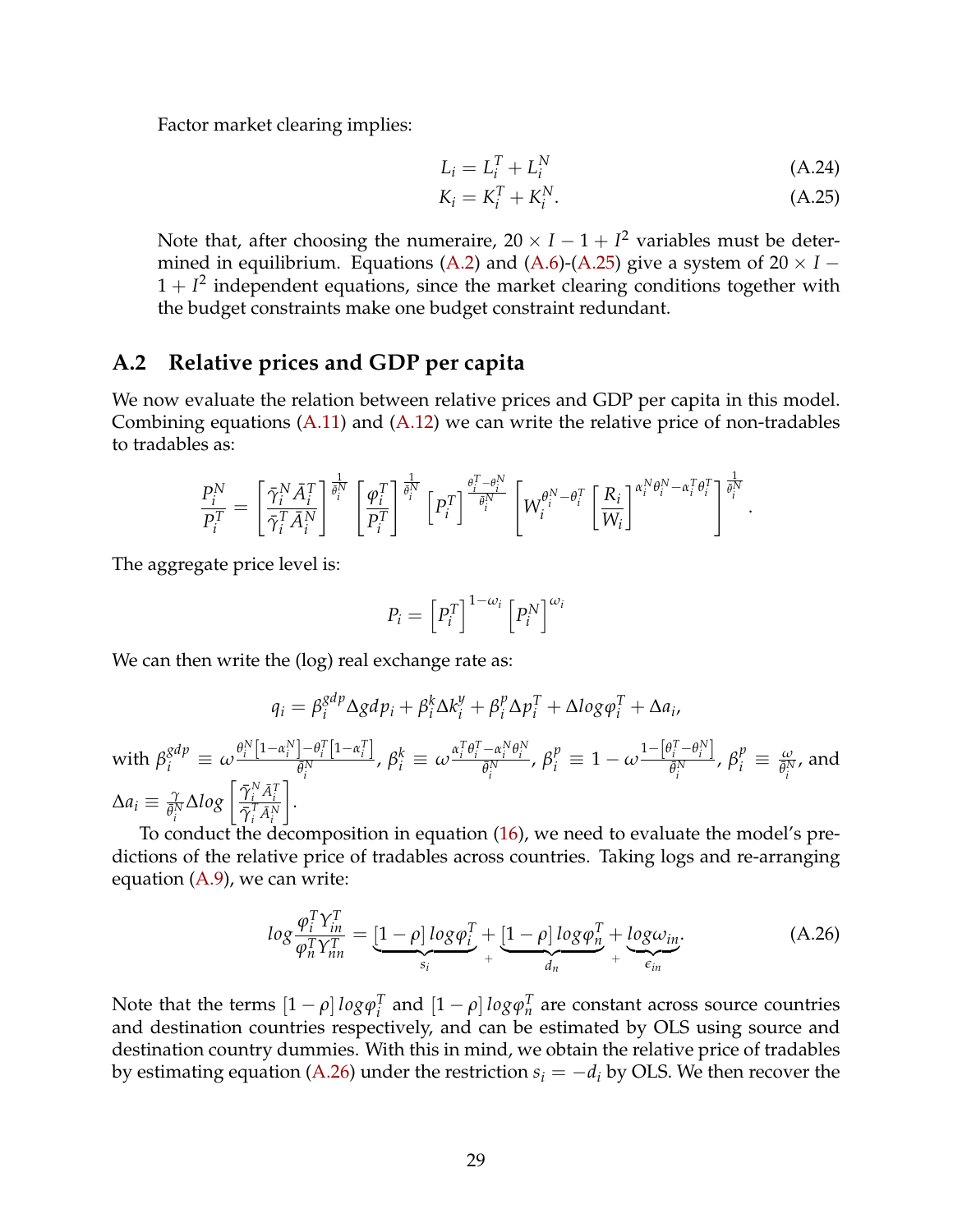Factor market clearing implies:

$$L_i = L_i^T + L_i^N \tag{A.24}$$

$$K_i = K_i^T + K_i^N. \tag{A.25}$$

Note that, after choosing the numeraire, $20 \times I - 1 + I^2$ variables must be determined in equilibrium. Equations (A.2) and (A.6)-(A.25) give a system of $20 \times I - 1 + I^2$ independent equations, since the market clearing conditions together with the budget constraints make one budget constraint redundant.

## A.2 Relative prices and GDP per capita

We now evaluate the relation between relative prices and GDP per capita in this model. Combining equations (A.11) and (A.12) we can write the relative price of non-tradables to tradables as:

$$\frac{P_i^N}{P_i^T} = \left[\frac{\bar{\gamma}_i^N \bar{A}_i^T}{\bar{\gamma}_i^T \bar{A}_i^N}\right]^{\frac{1}{\bar{\theta}_i^N}} \left[\frac{\varphi_i^T}{P_i^T}\right]^{\frac{1}{\bar{\theta}_i^N}} \left[P_i^T\right]^{\frac{\theta_i^T - \theta_i^N}{\bar{\theta}_i^N}} \left[W_i^{\theta_i^N - \theta_i^T} \left[\frac{R_i}{W_i}\right]^{\alpha_i^N \theta_i^N - \alpha_i^T \theta_i^T}\right]^{\frac{1}{\bar{\theta}_i^N}}.$$

The aggregate price level is:

$$P_i = \left[P_i^T\right]^{1-\omega_i} \left[P_i^N\right]^{\omega_i}$$

We can then write the (log) real exchange rate as:

$$q_i = \beta_i^{gdp} \Delta gdp_i + \beta_i^k \Delta k_i^y + \beta_i^p \Delta p_i^T + \Delta log \varphi_i^T + \Delta a_i,$$

with $\beta_i^{gdp} \equiv \omega \frac{\theta_i^N[1-\alpha_i^N] - \theta_i^T[1-\alpha_i^T]}{\bar{\theta}_i^N}$, $\beta_i^k \equiv \omega \frac{\alpha_i^T \theta_i^T - \alpha_i^N \theta_i^N}{\bar{\theta}_i^N}$, $\beta_i^p \equiv 1 - \omega \frac{1-[\theta_i^T - \theta_i^N]}{\bar{\theta}_i^N}$, $\beta_i^p \equiv \frac{\omega}{\bar{\theta}_i^N}$, and $\Delta a_i \equiv \frac{\gamma}{\bar{\theta}_i^N} \Delta log \left[\frac{\bar{\gamma}_i^N \bar{A}_i^T}{\bar{\gamma}_i^T \bar{A}_i^N}\right]$.

To conduct the decomposition in equation (16), we need to evaluate the model's predictions of the relative price of tradables across countries. Taking logs and re-arranging equation (A.9), we can write:

$$log \frac{\varphi_i^T Y_{in}^T}{\varphi_n^T Y_{nn}^T} = \underbrace{[1-\rho]\, log \varphi_i^T}_{s_i} + \underbrace{[1-\rho]\, log \varphi_n^T}_{d_n} + \underbrace{log \omega_{in}}_{\epsilon_{in}}. \tag{A.26}$$

Note that the terms $[1-\rho]\, log \varphi_i^T$ and $[1-\rho]\, log \varphi_n^T$ are constant across source countries and destination countries respectively, and can be estimated by OLS using source and destination country dummies. With this in mind, we obtain the relative price of tradables by estimating equation (A.26) under the restriction $s_i = -d_i$ by OLS. We then recover the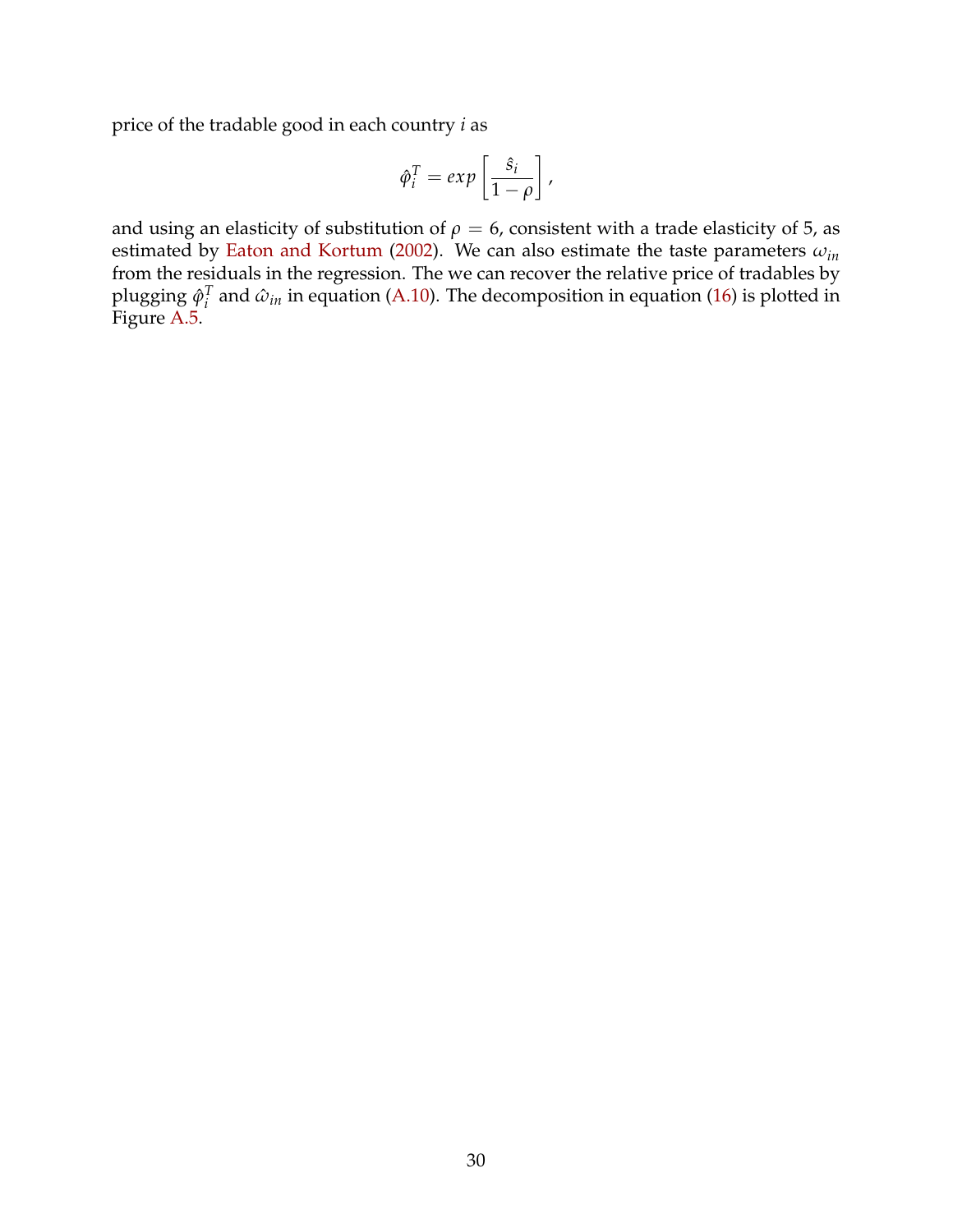price of the tradable good in each country $i$ as

$$\hat{\varphi}_i^T = exp\left[\frac{\hat{s}_i}{1-\rho}\right],$$

and using an elasticity of substitution of $\rho = 6$, consistent with a trade elasticity of 5, as estimated by Eaton and Kortum (2002). We can also estimate the taste parameters $\omega_{in}$ from the residuals in the regression. The we can recover the relative price of tradables by plugging $\hat{\varphi}_i^T$ and $\hat{\omega}_{in}$ in equation (A.10). The decomposition in equation (16) is plotted in Figure A.5.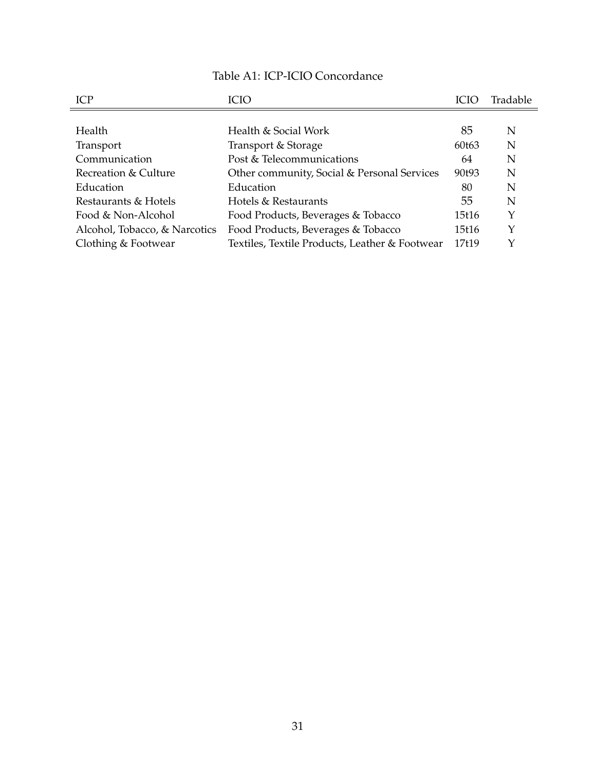Table A1: ICP-ICIO Concordance

| ICP | ICIO | ICIO | Tradable |
|---|---|---|---|
| Health | Health & Social Work | 85 | N |
| Transport | Transport & Storage | 60t63 | N |
| Communication | Post & Telecommunications | 64 | N |
| Recreation & Culture | Other community, Social & Personal Services | 90t93 | N |
| Education | Education | 80 | N |
| Restaurants & Hotels | Hotels & Restaurants | 55 | N |
| Food & Non-Alcohol | Food Products, Beverages & Tobacco | 15t16 | Y |
| Alcohol, Tobacco, & Narcotics | Food Products, Beverages & Tobacco | 15t16 | Y |
| Clothing & Footwear | Textiles, Textile Products, Leather & Footwear | 17t19 | Y |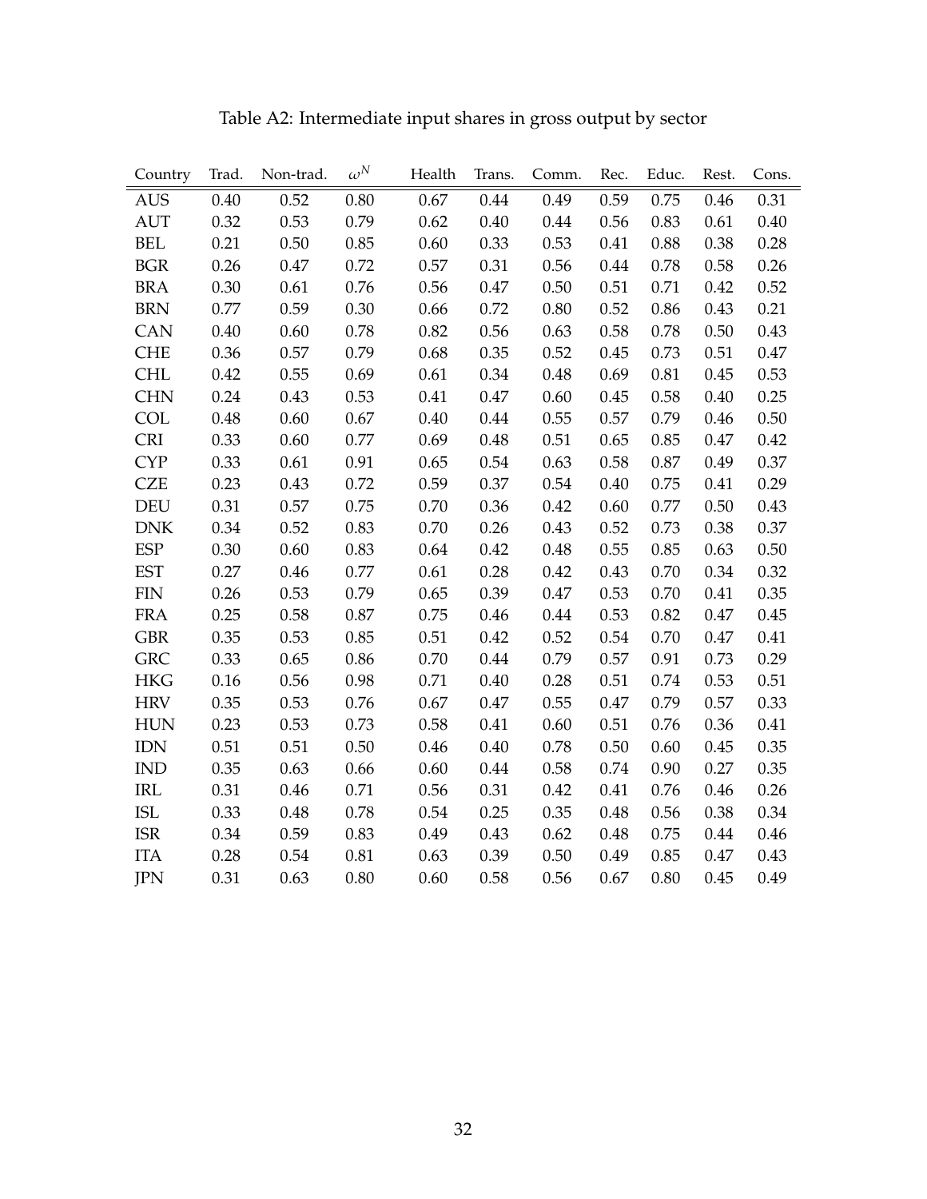Table A2: Intermediate input shares in gross output by sector

| Country | Trad. | Non-trad. | $\omega^N$ | Health | Trans. | Comm. | Rec. | Educ. | Rest. | Cons. |
|---|---|---|---|---|---|---|---|---|---|---|
| AUS | 0.40 | 0.52 | 0.80 | 0.67 | 0.44 | 0.49 | 0.59 | 0.75 | 0.46 | 0.31 |
| AUT | 0.32 | 0.53 | 0.79 | 0.62 | 0.40 | 0.44 | 0.56 | 0.83 | 0.61 | 0.40 |
| BEL | 0.21 | 0.50 | 0.85 | 0.60 | 0.33 | 0.53 | 0.41 | 0.88 | 0.38 | 0.28 |
| BGR | 0.26 | 0.47 | 0.72 | 0.57 | 0.31 | 0.56 | 0.44 | 0.78 | 0.58 | 0.26 |
| BRA | 0.30 | 0.61 | 0.76 | 0.56 | 0.47 | 0.50 | 0.51 | 0.71 | 0.42 | 0.52 |
| BRN | 0.77 | 0.59 | 0.30 | 0.66 | 0.72 | 0.80 | 0.52 | 0.86 | 0.43 | 0.21 |
| CAN | 0.40 | 0.60 | 0.78 | 0.82 | 0.56 | 0.63 | 0.58 | 0.78 | 0.50 | 0.43 |
| CHE | 0.36 | 0.57 | 0.79 | 0.68 | 0.35 | 0.52 | 0.45 | 0.73 | 0.51 | 0.47 |
| CHL | 0.42 | 0.55 | 0.69 | 0.61 | 0.34 | 0.48 | 0.69 | 0.81 | 0.45 | 0.53 |
| CHN | 0.24 | 0.43 | 0.53 | 0.41 | 0.47 | 0.60 | 0.45 | 0.58 | 0.40 | 0.25 |
| COL | 0.48 | 0.60 | 0.67 | 0.40 | 0.44 | 0.55 | 0.57 | 0.79 | 0.46 | 0.50 |
| CRI | 0.33 | 0.60 | 0.77 | 0.69 | 0.48 | 0.51 | 0.65 | 0.85 | 0.47 | 0.42 |
| CYP | 0.33 | 0.61 | 0.91 | 0.65 | 0.54 | 0.63 | 0.58 | 0.87 | 0.49 | 0.37 |
| CZE | 0.23 | 0.43 | 0.72 | 0.59 | 0.37 | 0.54 | 0.40 | 0.75 | 0.41 | 0.29 |
| DEU | 0.31 | 0.57 | 0.75 | 0.70 | 0.36 | 0.42 | 0.60 | 0.77 | 0.50 | 0.43 |
| DNK | 0.34 | 0.52 | 0.83 | 0.70 | 0.26 | 0.43 | 0.52 | 0.73 | 0.38 | 0.37 |
| ESP | 0.30 | 0.60 | 0.83 | 0.64 | 0.42 | 0.48 | 0.55 | 0.85 | 0.63 | 0.50 |
| EST | 0.27 | 0.46 | 0.77 | 0.61 | 0.28 | 0.42 | 0.43 | 0.70 | 0.34 | 0.32 |
| FIN | 0.26 | 0.53 | 0.79 | 0.65 | 0.39 | 0.47 | 0.53 | 0.70 | 0.41 | 0.35 |
| FRA | 0.25 | 0.58 | 0.87 | 0.75 | 0.46 | 0.44 | 0.53 | 0.82 | 0.47 | 0.45 |
| GBR | 0.35 | 0.53 | 0.85 | 0.51 | 0.42 | 0.52 | 0.54 | 0.70 | 0.47 | 0.41 |
| GRC | 0.33 | 0.65 | 0.86 | 0.70 | 0.44 | 0.79 | 0.57 | 0.91 | 0.73 | 0.29 |
| HKG | 0.16 | 0.56 | 0.98 | 0.71 | 0.40 | 0.28 | 0.51 | 0.74 | 0.53 | 0.51 |
| HRV | 0.35 | 0.53 | 0.76 | 0.67 | 0.47 | 0.55 | 0.47 | 0.79 | 0.57 | 0.33 |
| HUN | 0.23 | 0.53 | 0.73 | 0.58 | 0.41 | 0.60 | 0.51 | 0.76 | 0.36 | 0.41 |
| IDN | 0.51 | 0.51 | 0.50 | 0.46 | 0.40 | 0.78 | 0.50 | 0.60 | 0.45 | 0.35 |
| IND | 0.35 | 0.63 | 0.66 | 0.60 | 0.44 | 0.58 | 0.74 | 0.90 | 0.27 | 0.35 |
| IRL | 0.31 | 0.46 | 0.71 | 0.56 | 0.31 | 0.42 | 0.41 | 0.76 | 0.46 | 0.26 |
| ISL | 0.33 | 0.48 | 0.78 | 0.54 | 0.25 | 0.35 | 0.48 | 0.56 | 0.38 | 0.34 |
| ISR | 0.34 | 0.59 | 0.83 | 0.49 | 0.43 | 0.62 | 0.48 | 0.75 | 0.44 | 0.46 |
| ITA | 0.28 | 0.54 | 0.81 | 0.63 | 0.39 | 0.50 | 0.49 | 0.85 | 0.47 | 0.43 |
| JPN | 0.31 | 0.63 | 0.80 | 0.60 | 0.58 | 0.56 | 0.67 | 0.80 | 0.45 | 0.49 |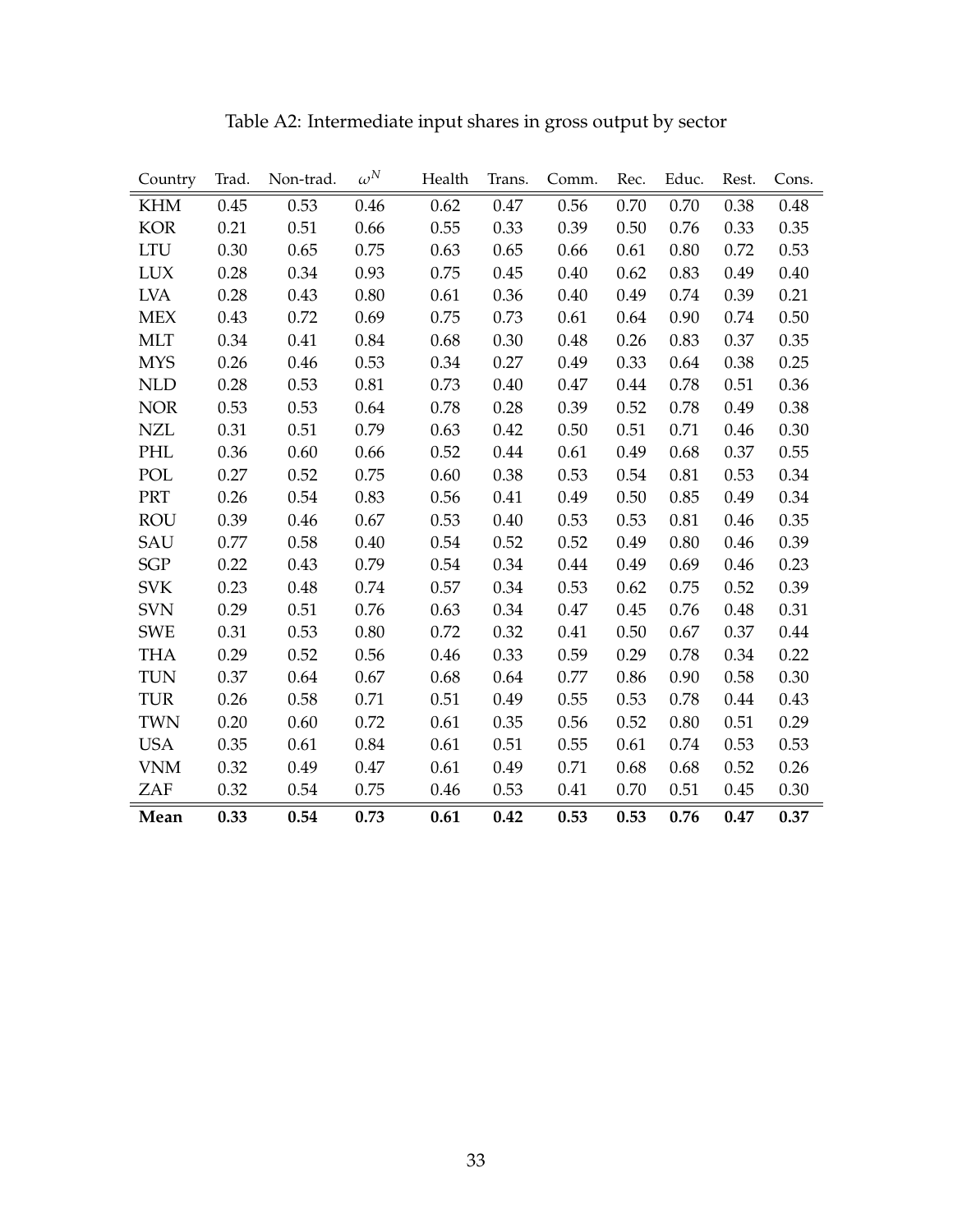Table A2: Intermediate input shares in gross output by sector

| Country | Trad. | Non-trad. | $\omega^N$ | Health | Trans. | Comm. | Rec. | Educ. | Rest. | Cons. |
|---|---|---|---|---|---|---|---|---|---|---|
| KHM | 0.45 | 0.53 | 0.46 | 0.62 | 0.47 | 0.56 | 0.70 | 0.70 | 0.38 | 0.48 |
| KOR | 0.21 | 0.51 | 0.66 | 0.55 | 0.33 | 0.39 | 0.50 | 0.76 | 0.33 | 0.35 |
| LTU | 0.30 | 0.65 | 0.75 | 0.63 | 0.65 | 0.66 | 0.61 | 0.80 | 0.72 | 0.53 |
| LUX | 0.28 | 0.34 | 0.93 | 0.75 | 0.45 | 0.40 | 0.62 | 0.83 | 0.49 | 0.40 |
| LVA | 0.28 | 0.43 | 0.80 | 0.61 | 0.36 | 0.40 | 0.49 | 0.74 | 0.39 | 0.21 |
| MEX | 0.43 | 0.72 | 0.69 | 0.75 | 0.73 | 0.61 | 0.64 | 0.90 | 0.74 | 0.50 |
| MLT | 0.34 | 0.41 | 0.84 | 0.68 | 0.30 | 0.48 | 0.26 | 0.83 | 0.37 | 0.35 |
| MYS | 0.26 | 0.46 | 0.53 | 0.34 | 0.27 | 0.49 | 0.33 | 0.64 | 0.38 | 0.25 |
| NLD | 0.28 | 0.53 | 0.81 | 0.73 | 0.40 | 0.47 | 0.44 | 0.78 | 0.51 | 0.36 |
| NOR | 0.53 | 0.53 | 0.64 | 0.78 | 0.28 | 0.39 | 0.52 | 0.78 | 0.49 | 0.38 |
| NZL | 0.31 | 0.51 | 0.79 | 0.63 | 0.42 | 0.50 | 0.51 | 0.71 | 0.46 | 0.30 |
| PHL | 0.36 | 0.60 | 0.66 | 0.52 | 0.44 | 0.61 | 0.49 | 0.68 | 0.37 | 0.55 |
| POL | 0.27 | 0.52 | 0.75 | 0.60 | 0.38 | 0.53 | 0.54 | 0.81 | 0.53 | 0.34 |
| PRT | 0.26 | 0.54 | 0.83 | 0.56 | 0.41 | 0.49 | 0.50 | 0.85 | 0.49 | 0.34 |
| ROU | 0.39 | 0.46 | 0.67 | 0.53 | 0.40 | 0.53 | 0.53 | 0.81 | 0.46 | 0.35 |
| SAU | 0.77 | 0.58 | 0.40 | 0.54 | 0.52 | 0.52 | 0.49 | 0.80 | 0.46 | 0.39 |
| SGP | 0.22 | 0.43 | 0.79 | 0.54 | 0.34 | 0.44 | 0.49 | 0.69 | 0.46 | 0.23 |
| SVK | 0.23 | 0.48 | 0.74 | 0.57 | 0.34 | 0.53 | 0.62 | 0.75 | 0.52 | 0.39 |
| SVN | 0.29 | 0.51 | 0.76 | 0.63 | 0.34 | 0.47 | 0.45 | 0.76 | 0.48 | 0.31 |
| SWE | 0.31 | 0.53 | 0.80 | 0.72 | 0.32 | 0.41 | 0.50 | 0.67 | 0.37 | 0.44 |
| THA | 0.29 | 0.52 | 0.56 | 0.46 | 0.33 | 0.59 | 0.29 | 0.78 | 0.34 | 0.22 |
| TUN | 0.37 | 0.64 | 0.67 | 0.68 | 0.64 | 0.77 | 0.86 | 0.90 | 0.58 | 0.30 |
| TUR | 0.26 | 0.58 | 0.71 | 0.51 | 0.49 | 0.55 | 0.53 | 0.78 | 0.44 | 0.43 |
| TWN | 0.20 | 0.60 | 0.72 | 0.61 | 0.35 | 0.56 | 0.52 | 0.80 | 0.51 | 0.29 |
| USA | 0.35 | 0.61 | 0.84 | 0.61 | 0.51 | 0.55 | 0.61 | 0.74 | 0.53 | 0.53 |
| VNM | 0.32 | 0.49 | 0.47 | 0.61 | 0.49 | 0.71 | 0.68 | 0.68 | 0.52 | 0.26 |
| ZAF | 0.32 | 0.54 | 0.75 | 0.46 | 0.53 | 0.41 | 0.70 | 0.51 | 0.45 | 0.30 |
| **Mean** | **0.33** | **0.54** | **0.73** | **0.61** | **0.42** | **0.53** | **0.53** | **0.76** | **0.47** | **0.37** |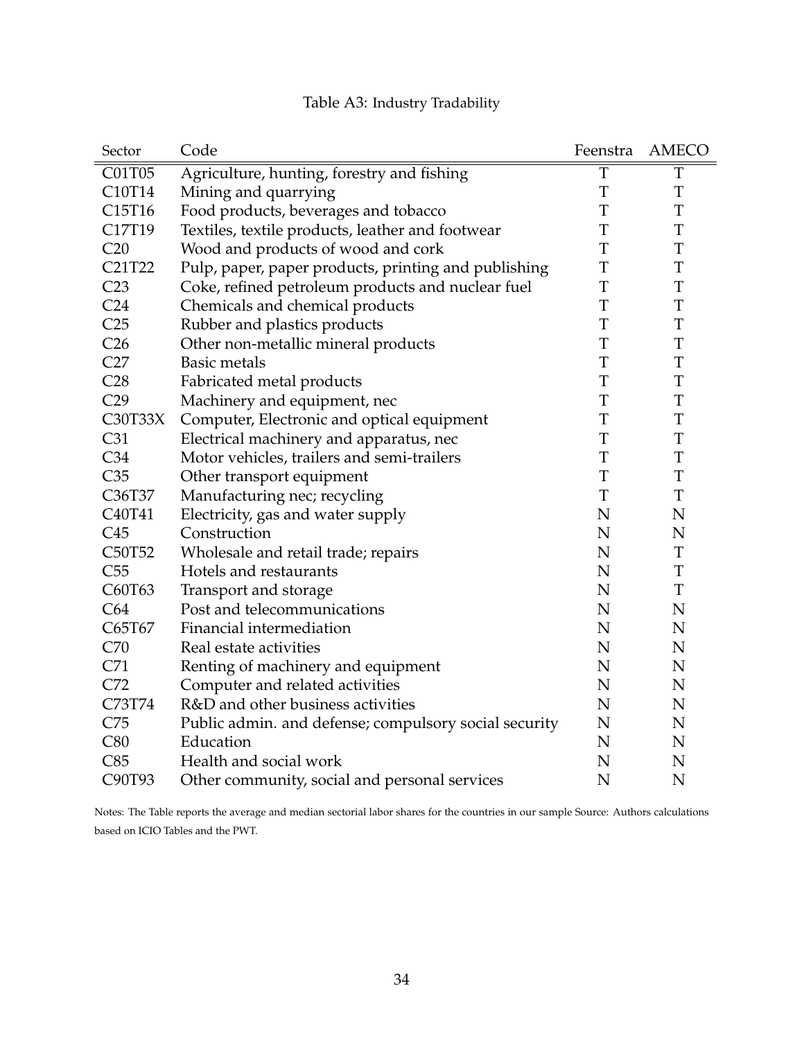Table A3: Industry Tradability

| Sector | Code | Feenstra | AMECO |
|---|---|---|---|
| C01T05 | Agriculture, hunting, forestry and fishing | T | T |
| C10T14 | Mining and quarrying | T | T |
| C15T16 | Food products, beverages and tobacco | T | T |
| C17T19 | Textiles, textile products, leather and footwear | T | T |
| C20 | Wood and products of wood and cork | T | T |
| C21T22 | Pulp, paper, paper products, printing and publishing | T | T |
| C23 | Coke, refined petroleum products and nuclear fuel | T | T |
| C24 | Chemicals and chemical products | T | T |
| C25 | Rubber and plastics products | T | T |
| C26 | Other non-metallic mineral products | T | T |
| C27 | Basic metals | T | T |
| C28 | Fabricated metal products | T | T |
| C29 | Machinery and equipment, nec | T | T |
| C30T33X | Computer, Electronic and optical equipment | T | T |
| C31 | Electrical machinery and apparatus, nec | T | T |
| C34 | Motor vehicles, trailers and semi-trailers | T | T |
| C35 | Other transport equipment | T | T |
| C36T37 | Manufacturing nec; recycling | T | T |
| C40T41 | Electricity, gas and water supply | N | N |
| C45 | Construction | N | N |
| C50T52 | Wholesale and retail trade; repairs | N | T |
| C55 | Hotels and restaurants | N | T |
| C60T63 | Transport and storage | N | T |
| C64 | Post and telecommunications | N | N |
| C65T67 | Financial intermediation | N | N |
| C70 | Real estate activities | N | N |
| C71 | Renting of machinery and equipment | N | N |
| C72 | Computer and related activities | N | N |
| C73T74 | R&D and other business activities | N | N |
| C75 | Public admin. and defense; compulsory social security | N | N |
| C80 | Education | N | N |
| C85 | Health and social work | N | N |
| C90T93 | Other community, social and personal services | N | N |

Notes: The Table reports the average and median sectorial labor shares for the countries in our sample Source: Authors calculations based on ICIO Tables and the PWT.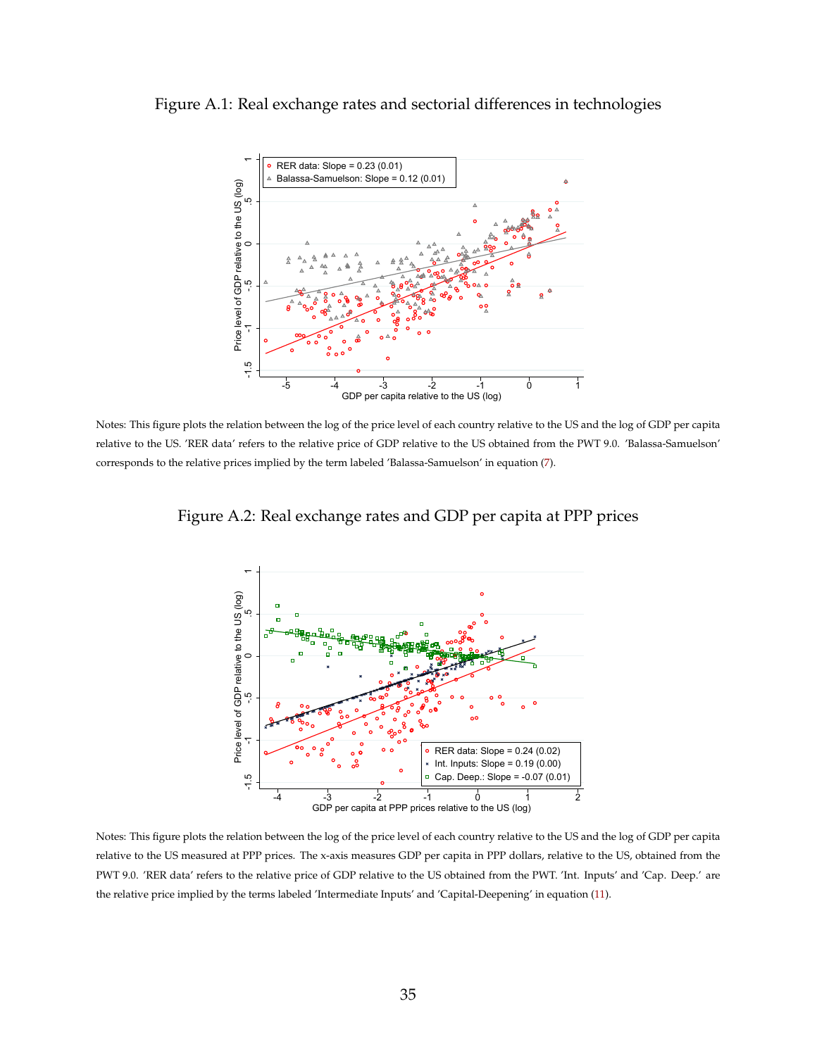Figure A.1: Real exchange rates and sectorial differences in technologies

Notes: This figure plots the relation between the log of the price level of each country relative to the US and the log of GDP per capita relative to the US. 'RER data' refers to the relative price of GDP relative to the US obtained from the PWT 9.0. 'Balassa-Samuelson' corresponds to the relative prices implied by the term labeled 'Balassa-Samuelson' in equation (7).

Figure A.2: Real exchange rates and GDP per capita at PPP prices

Notes: This figure plots the relation between the log of the price level of each country relative to the US and the log of GDP per capita relative to the US measured at PPP prices. The x-axis measures GDP per capita in PPP dollars, relative to the US, obtained from the PWT 9.0. 'RER data' refers to the relative price of GDP relative to the US obtained from the PWT. 'Int. Inputs' and 'Cap. Deep.' are the relative price implied by the terms labeled 'Intermediate Inputs' and 'Capital-Deepening' in equation (11).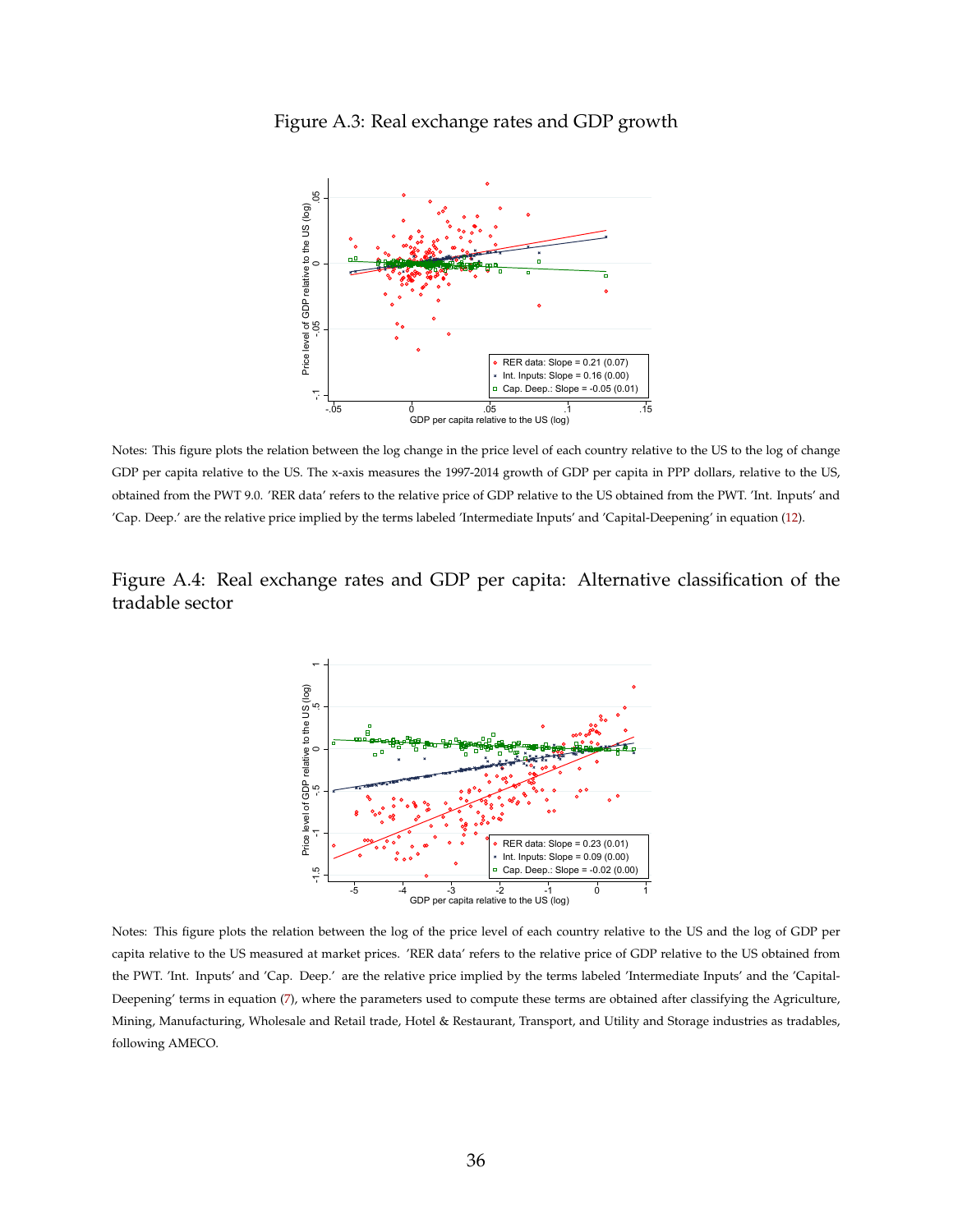Figure A.3: Real exchange rates and GDP growth

Notes: This figure plots the relation between the log change in the price level of each country relative to the US to the log of change GDP per capita relative to the US. The x-axis measures the 1997-2014 growth of GDP per capita in PPP dollars, relative to the US, obtained from the PWT 9.0. 'RER data' refers to the relative price of GDP relative to the US obtained from the PWT. 'Int. Inputs' and 'Cap. Deep.' are the relative price implied by the terms labeled 'Intermediate Inputs' and 'Capital-Deepening' in equation (12).

Figure A.4: Real exchange rates and GDP per capita: Alternative classification of the tradable sector

Notes: This figure plots the relation between the log of the price level of each country relative to the US and the log of GDP per capita relative to the US measured at market prices. 'RER data' refers to the relative price of GDP relative to the US obtained from the PWT. 'Int. Inputs' and 'Cap. Deep.' are the relative price implied by the terms labeled 'Intermediate Inputs' and the 'Capital-Deepening' terms in equation (7), where the parameters used to compute these terms are obtained after classifying the Agriculture, Mining, Manufacturing, Wholesale and Retail trade, Hotel & Restaurant, Transport, and Utility and Storage industries as tradables, following AMECO.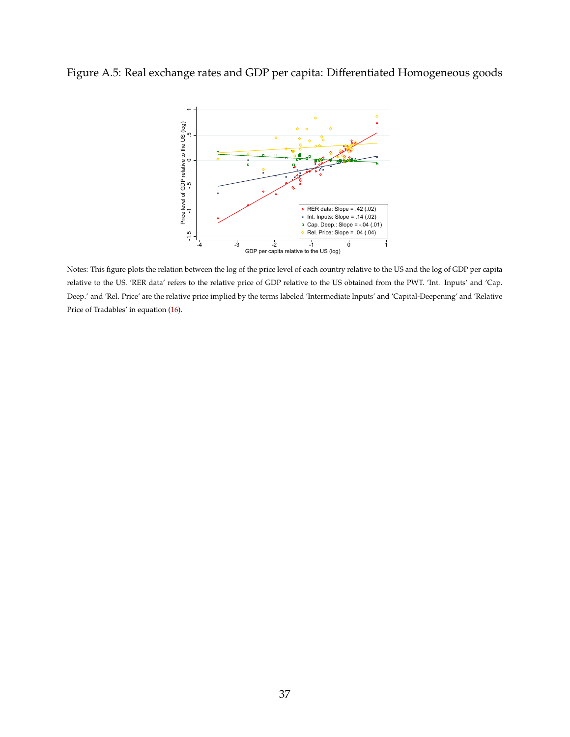Figure A.5: Real exchange rates and GDP per capita: Differentiated Homogeneous goods

Price level of GDP relative to the US (log)

1
.5
0
-.5
-1
-1.5

-4
-3
-2
-1
0
1

GDP per capita relative to the US (log)

RER data: Slope = .42 (.02)
Int. Inputs: Slope = .14 (.02)
Cap. Deep.: Slope = -.04 (.01)
Rel. Price: Slope = .04 (.04)

Notes: This figure plots the relation between the log of the price level of each country relative to the US and the log of GDP per capita relative to the US. 'RER data' refers to the relative price of GDP relative to the US obtained from the PWT. 'Int. Inputs' and 'Cap. Deep.' and 'Rel. Price' are the relative price implied by the terms labeled 'Intermediate Inputs' and 'Capital-Deepening' and 'Relative Price of Tradables' in equation (16).